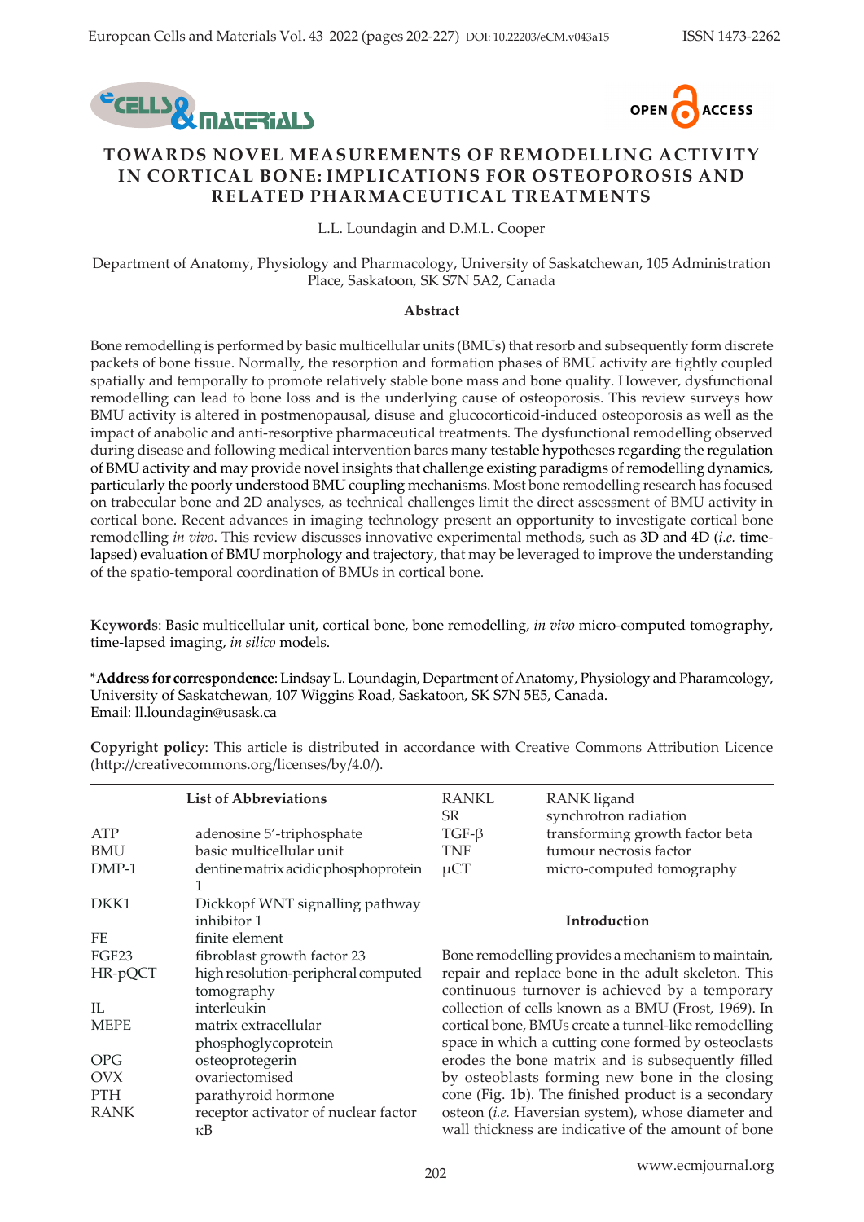# TOWARDS NOVEL MEASUREMENTS OF REMODELLING ACTIVITY IN CORTICAL BONE: IMPLICATIONS FOR OSTEOPOROSIS AND RELATED PHARMACEUTICAL TREATMENTS

L.L. Loundagin and D.M.L. Cooper

Department of Anatomy, Physiology and Pharmacology, University of Saskatchewan, 105 Administration Place, Saskatoon, SK S7N 5A2, Canada

### Abstract

Bone remodelling is performed by basic multicellular units (BMUs) that resorb and subsequently form discrete packets of bone tissue. Normally, the resorption and formation phases of BMU activity are tightly coupled spatially and temporally to promote relatively stable bone mass and bone quality. However, dysfunctional remodelling can lead to bone loss and is the underlying cause of osteoporosis. This review surveys how BMU activity is altered in postmenopausal, disuse and glucocorticoid-induced osteoporosis as well as the impact of anabolic and anti-resorptive pharmaceutical treatments. The dysfunctional remodelling observed during disease and following medical intervention bares many testable hypotheses regarding the regulation of BMU activity and may provide novel insights that challenge existing paradigms of remodelling dynamics, particularly the poorly understood BMU coupling mechanisms. Most bone remodelling research has focused on trabecular bone and 2D analyses, as technical challenges limit the direct assessment of BMU activity in cortical bone. Recent advances in imaging technology present an opportunity to investigate cortical bone remodelling *in vivo*. This review discusses innovative experimental methods, such as 3D and 4D (*i.e.* time-lapsed) evaluation of BMU morphology and trajectory, that may be leveraged to improve the understanding of the spatio-temporal coordination of BMUs in cortical bone.

**Keywords**: Basic multicellular unit, cortical bone, bone remodelling, *in vivo* micro-computed tomography, time-lapsed imaging, *in silico* models.

***Address for correspondence**: Lindsay L. Loundagin, Department of Anatomy, Physiology and Pharamcology, University of Saskatchewan, 107 Wiggins Road, Saskatoon, SK S7N 5E5, Canada.
Email: ll.loundagin@usask.ca

**Copyright policy**: This article is distributed in accordance with Creative Commons Attribution Licence (http://creativecommons.org/licenses/by/4.0/).

### List of Abbreviations

| | |
|---|---|
| ATP | adenosine 5'-triphosphate |
| BMU | basic multicellular unit |
| DMP-1 | dentine matrix acidic phosphoprotein 1 |
| DKK1 | Dickkopf WNT signalling pathway inhibitor 1 |
| FE | finite element |
| FGF23 | fibroblast growth factor 23 |
| HR-pQCT | high resolution-peripheral computed tomography |
| IL | interleukin |
| MEPE | matrix extracellular phosphoglycoprotein |
| OPG | osteoprotegerin |
| OVX | ovariectomised |
| PTH | parathyroid hormone |
| RANK | receptor activator of nuclear factor κB |
| RANKL | RANK ligand |
| SR | synchrotron radiation |
| TGF-β | transforming growth factor beta |
| TNF | tumour necrosis factor |
| μCT | micro-computed tomography |

## Introduction

Bone remodelling provides a mechanism to maintain, repair and replace bone in the adult skeleton. This continuous turnover is achieved by a temporary collection of cells known as a BMU (Frost, 1969). In cortical bone, BMUs create a tunnel-like remodelling space in which a cutting cone formed by osteoclasts erodes the bone matrix and is subsequently filled by osteoblasts forming new bone in the closing cone (Fig. 1**b**). The finished product is a secondary osteon (*i.e.* Haversian system), whose diameter and wall thickness are indicative of the amount of bone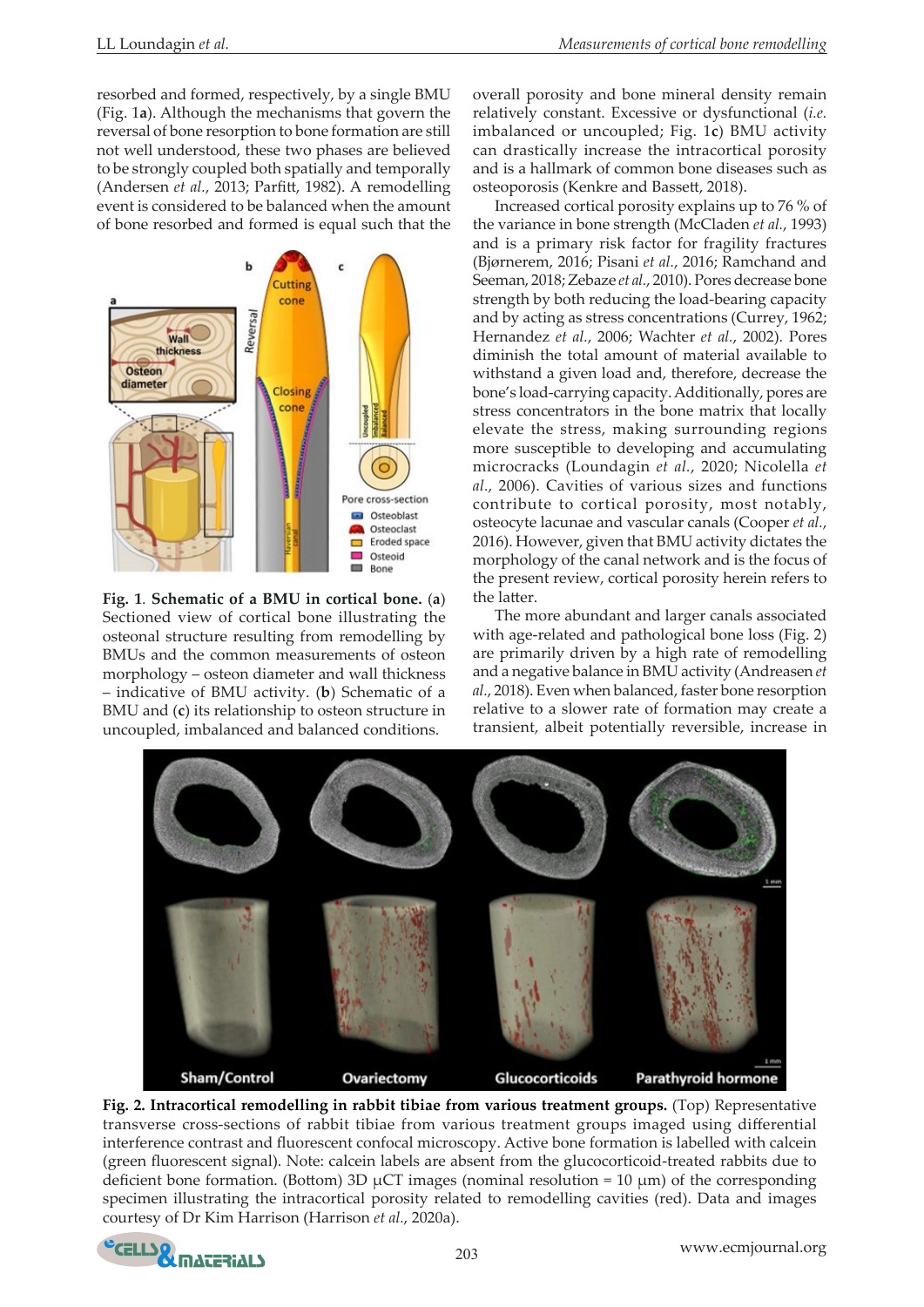resorbed and formed, respectively, by a single BMU (Fig. 1**a**). Although the mechanisms that govern the reversal of bone resorption to bone formation are still not well understood, these two phases are believed to be strongly coupled both spatially and temporally (Andersen *et al.*, 2013; Parfitt, 1982). A remodelling event is considered to be balanced when the amount of bone resorbed and formed is equal such that the overall porosity and bone mineral density remain relatively constant. Excessive or dysfunctional (*i.e.* imbalanced or uncoupled; Fig. 1**c**) BMU activity can drastically increase the intracortical porosity and is a hallmark of common bone diseases such as osteoporosis (Kenkre and Bassett, 2018).

**Fig. 1**. **Schematic of a BMU in cortical bone.** (**a**) Sectioned view of cortical bone illustrating the osteonal structure resulting from remodelling by BMUs and the common measurements of osteon morphology – osteon diameter and wall thickness – indicative of BMU activity. (**b**) Schematic of a BMU and (**c**) its relationship to osteon structure in uncoupled, imbalanced and balanced conditions.

Increased cortical porosity explains up to 76 % of the variance in bone strength (McCladen *et al.*, 1993) and is a primary risk factor for fragility fractures (Bjørnerem, 2016; Pisani *et al.*, 2016; Ramchand and Seeman, 2018; Zebaze *et al.*, 2010). Pores decrease bone strength by both reducing the load-bearing capacity and by acting as stress concentrations (Currey, 1962; Hernandez *et al.*, 2006; Wachter *et al.*, 2002). Pores diminish the total amount of material available to withstand a given load and, therefore, decrease the bone's load-carrying capacity. Additionally, pores are stress concentrators in the bone matrix that locally elevate the stress, making surrounding regions more susceptible to developing and accumulating microcracks (Loundagin *et al.*, 2020; Nicolella *et al.*, 2006). Cavities of various sizes and functions contribute to cortical porosity, most notably, osteocyte lacunae and vascular canals (Cooper *et al.*, 2016). However, given that BMU activity dictates the morphology of the canal network and is the focus of the present review, cortical porosity herein refers to the latter.

The more abundant and larger canals associated with age-related and pathological bone loss (Fig. 2) are primarily driven by a high rate of remodelling and a negative balance in BMU activity (Andreasen *et al.*, 2018). Even when balanced, faster bone resorption relative to a slower rate of formation may create a transient, albeit potentially reversible, increase in

**Fig. 2. Intracortical remodelling in rabbit tibiae from various treatment groups.** (Top) Representative transverse cross-sections of rabbit tibiae from various treatment groups imaged using differential interference contrast and fluorescent confocal microscopy. Active bone formation is labelled with calcein (green fluorescent signal). Note: calcein labels are absent from the glucocorticoid-treated rabbits due to deficient bone formation. (Bottom) 3D μCT images (nominal resolution = 10 μm) of the corresponding specimen illustrating the intracortical porosity related to remodelling cavities (red). Data and images courtesy of Dr Kim Harrison (Harrison *et al.*, 2020a).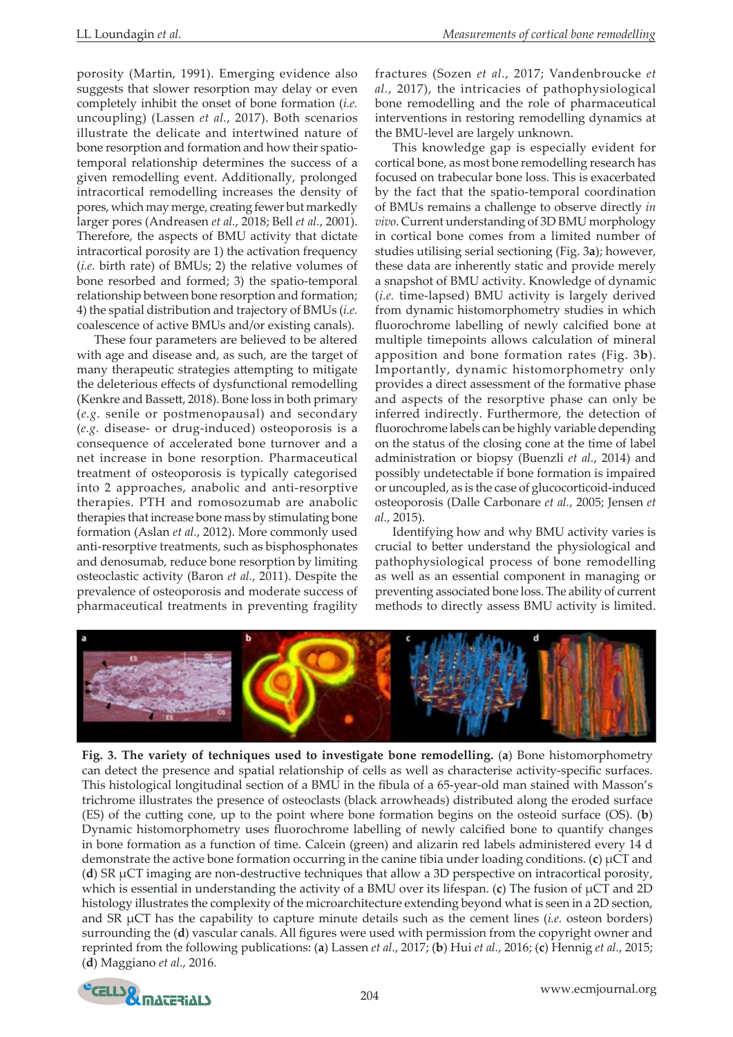porosity (Martin, 1991). Emerging evidence also suggests that slower resorption may delay or even completely inhibit the onset of bone formation (*i.e.* uncoupling) (Lassen *et al.*, 2017). Both scenarios illustrate the delicate and intertwined nature of bone resorption and formation and how their spatio-temporal relationship determines the success of a given remodelling event. Additionally, prolonged intracortical remodelling increases the density of pores, which may merge, creating fewer but markedly larger pores (Andreasen *et al.*, 2018; Bell *et al.*, 2001). Therefore, the aspects of BMU activity that dictate intracortical porosity are 1) the activation frequency (*i.e.* birth rate) of BMUs; 2) the relative volumes of bone resorbed and formed; 3) the spatio-temporal relationship between bone resorption and formation; 4) the spatial distribution and trajectory of BMUs (*i.e.* coalescence of active BMUs and/or existing canals).

These four parameters are believed to be altered with age and disease and, as such, are the target of many therapeutic strategies attempting to mitigate the deleterious effects of dysfunctional remodelling (Kenkre and Bassett, 2018). Bone loss in both primary (*e.g.* senile or postmenopausal) and secondary (*e.g.* disease- or drug-induced) osteoporosis is a consequence of accelerated bone turnover and a net increase in bone resorption. Pharmaceutical treatment of osteoporosis is typically categorised into 2 approaches, anabolic and anti-resorptive therapies. PTH and romosozumab are anabolic therapies that increase bone mass by stimulating bone formation (Aslan *et al.*, 2012). More commonly used anti-resorptive treatments, such as bisphosphonates and denosumab, reduce bone resorption by limiting osteoclastic activity (Baron *et al.*, 2011). Despite the prevalence of osteoporosis and moderate success of pharmaceutical treatments in preventing fragility fractures (Sozen *et al.*, 2017; Vandenbroucke *et al.*, 2017), the intricacies of pathophysiological bone remodelling and the role of pharmaceutical interventions in restoring remodelling dynamics at the BMU-level are largely unknown.

This knowledge gap is especially evident for cortical bone, as most bone remodelling research has focused on trabecular bone loss. This is exacerbated by the fact that the spatio-temporal coordination of BMUs remains a challenge to observe directly *in vivo*. Current understanding of 3D BMU morphology in cortical bone comes from a limited number of studies utilising serial sectioning (Fig. 3**a**); however, these data are inherently static and provide merely a snapshot of BMU activity. Knowledge of dynamic (*i.e.* time-lapsed) BMU activity is largely derived from dynamic histomorphometry studies in which fluorochrome labelling of newly calcified bone at multiple timepoints allows calculation of mineral apposition and bone formation rates (Fig. 3**b**). Importantly, dynamic histomorphometry only provides a direct assessment of the formative phase and aspects of the resorptive phase can only be inferred indirectly. Furthermore, the detection of fluorochrome labels can be highly variable depending on the status of the closing cone at the time of label administration or biopsy (Buenzli *et al.*, 2014) and possibly undetectable if bone formation is impaired or uncoupled, as is the case of glucocorticoid-induced osteoporosis (Dalle Carbonare *et al.*, 2005; Jensen *et al.*, 2015).

Identifying how and why BMU activity varies is crucial to better understand the physiological and pathophysiological process of bone remodelling as well as an essential component in managing or preventing associated bone loss. The ability of current methods to directly assess BMU activity is limited.

**Fig. 3. The variety of techniques used to investigate bone remodelling.** (**a**) Bone histomorphometry can detect the presence and spatial relationship of cells as well as characterise activity-specific surfaces. This histological longitudinal section of a BMU in the fibula of a 65-year-old man stained with Masson's trichrome illustrates the presence of osteoclasts (black arrowheads) distributed along the eroded surface (ES) of the cutting cone, up to the point where bone formation begins on the osteoid surface (OS). (**b**) Dynamic histomorphometry uses fluorochrome labelling of newly calcified bone to quantify changes in bone formation as a function of time. Calcein (green) and alizarin red labels administered every 14 d demonstrate the active bone formation occurring in the canine tibia under loading conditions. (**c**) μCT and (**d**) SR μCT imaging are non-destructive techniques that allow a 3D perspective on intracortical porosity, which is essential in understanding the activity of a BMU over its lifespan. (**c**) The fusion of μCT and 2D histology illustrates the complexity of the microarchitecture extending beyond what is seen in a 2D section, and SR μCT has the capability to capture minute details such as the cement lines (*i.e.* osteon borders) surrounding the (**d**) vascular canals. All figures were used with permission from the copyright owner and reprinted from the following publications: (**a**) Lassen *et al.*, 2017; (**b**) Hui *et al.*, 2016; (**c**) Hennig *et al.*, 2015; (**d**) Maggiano *et al.*, 2016.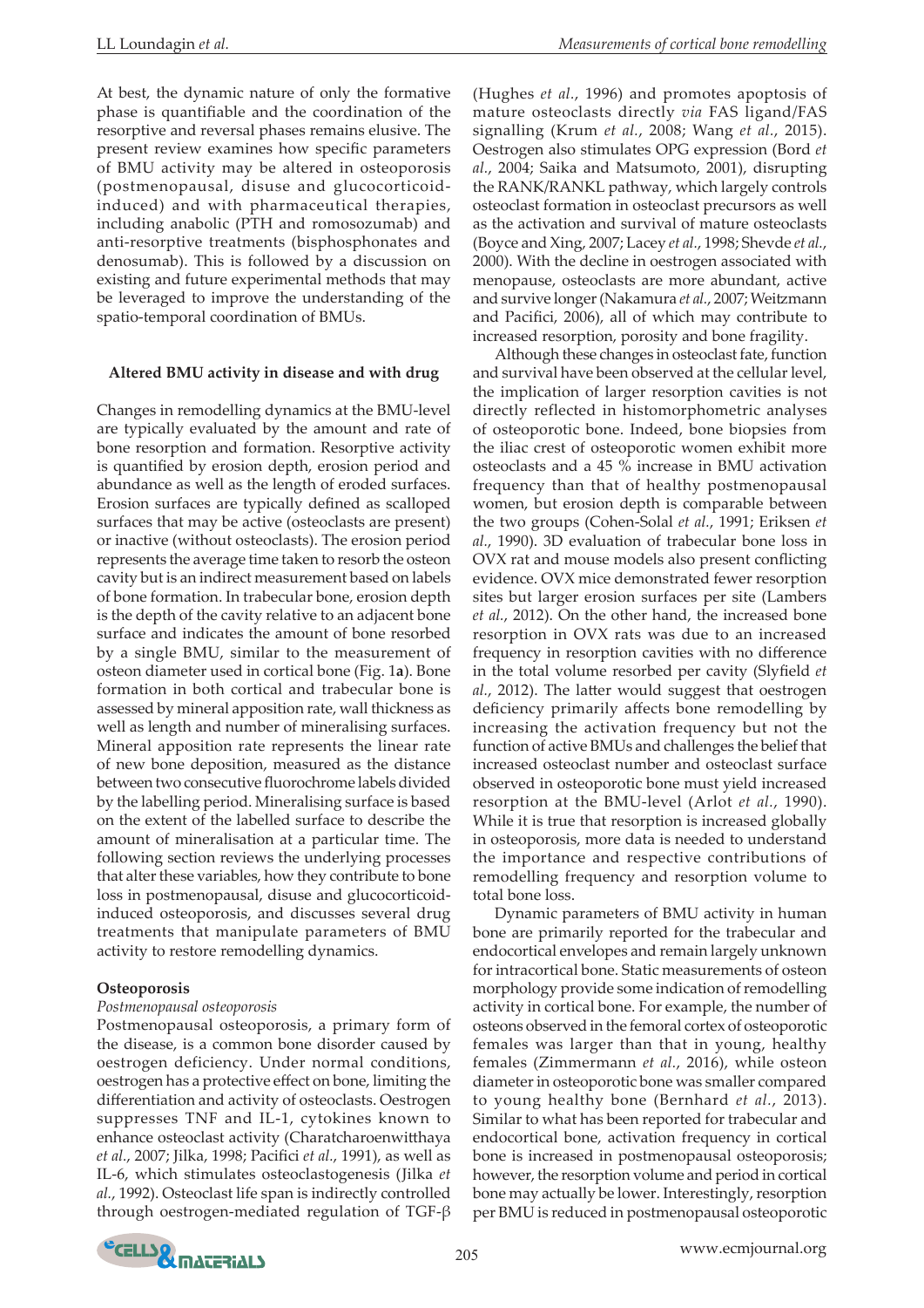At best, the dynamic nature of only the formative phase is quantifiable and the coordination of the resorptive and reversal phases remains elusive. The present review examines how specific parameters of BMU activity may be altered in osteoporosis (postmenopausal, disuse and glucocorticoid-induced) and with pharmaceutical therapies, including anabolic (PTH and romosozumab) and anti-resorptive treatments (bisphosphonates and denosumab). This is followed by a discussion on existing and future experimental methods that may be leveraged to improve the understanding of the spatio-temporal coordination of BMUs.

## Altered BMU activity in disease and with drug

Changes in remodelling dynamics at the BMU-level are typically evaluated by the amount and rate of bone resorption and formation. Resorptive activity is quantified by erosion depth, erosion period and abundance as well as the length of eroded surfaces. Erosion surfaces are typically defined as scalloped surfaces that may be active (osteoclasts are present) or inactive (without osteoclasts). The erosion period represents the average time taken to resorb the osteon cavity but is an indirect measurement based on labels of bone formation. In trabecular bone, erosion depth is the depth of the cavity relative to an adjacent bone surface and indicates the amount of bone resorbed by a single BMU, similar to the measurement of osteon diameter used in cortical bone (Fig. 1**a**). Bone formation in both cortical and trabecular bone is assessed by mineral apposition rate, wall thickness as well as length and number of mineralising surfaces. Mineral apposition rate represents the linear rate of new bone deposition, measured as the distance between two consecutive fluorochrome labels divided by the labelling period. Mineralising surface is based on the extent of the labelled surface to describe the amount of mineralisation at a particular time. The following section reviews the underlying processes that alter these variables, how they contribute to bone loss in postmenopausal, disuse and glucocorticoid-induced osteoporosis, and discusses several drug treatments that manipulate parameters of BMU activity to restore remodelling dynamics.

### Osteoporosis

#### *Postmenopausal osteoporosis*

Postmenopausal osteoporosis, a primary form of the disease, is a common bone disorder caused by oestrogen deficiency. Under normal conditions, oestrogen has a protective effect on bone, limiting the differentiation and activity of osteoclasts. Oestrogen suppresses TNF and IL-1, cytokines known to enhance osteoclast activity (Charatcharoenwitthaya *et al.*, 2007; Jilka, 1998; Pacifici *et al.*, 1991), as well as IL-6, which stimulates osteoclastogenesis (Jilka *et al.*, 1992). Osteoclast life span is indirectly controlled through oestrogen-mediated regulation of TGF-β (Hughes *et al.*, 1996) and promotes apoptosis of mature osteoclasts directly *via* FAS ligand/FAS signalling (Krum *et al.*, 2008; Wang *et al.*, 2015). Oestrogen also stimulates OPG expression (Bord *et al.*, 2004; Saika and Matsumoto, 2001), disrupting the RANK/RANKL pathway, which largely controls osteoclast formation in osteoclast precursors as well as the activation and survival of mature osteoclasts (Boyce and Xing, 2007; Lacey *et al.*, 1998; Shevde *et al.*, 2000). With the decline in oestrogen associated with menopause, osteoclasts are more abundant, active and survive longer (Nakamura *et al.*, 2007; Weitzmann and Pacifici, 2006), all of which may contribute to increased resorption, porosity and bone fragility.

Although these changes in osteoclast fate, function and survival have been observed at the cellular level, the implication of larger resorption cavities is not directly reflected in histomorphometric analyses of osteoporotic bone. Indeed, bone biopsies from the iliac crest of osteoporotic women exhibit more osteoclasts and a 45 % increase in BMU activation frequency than that of healthy postmenopausal women, but erosion depth is comparable between the two groups (Cohen-Solal *et al.*, 1991; Eriksen *et al.*, 1990). 3D evaluation of trabecular bone loss in OVX rat and mouse models also present conflicting evidence. OVX mice demonstrated fewer resorption sites but larger erosion surfaces per site (Lambers *et al.*, 2012). On the other hand, the increased bone resorption in OVX rats was due to an increased frequency in resorption cavities with no difference in the total volume resorbed per cavity (Slyfield *et al.*, 2012). The latter would suggest that oestrogen deficiency primarily affects bone remodelling by increasing the activation frequency but not the function of active BMUs and challenges the belief that increased osteoclast number and osteoclast surface observed in osteoporotic bone must yield increased resorption at the BMU-level (Arlot *et al.*, 1990). While it is true that resorption is increased globally in osteoporosis, more data is needed to understand the importance and respective contributions of remodelling frequency and resorption volume to total bone loss.

Dynamic parameters of BMU activity in human bone are primarily reported for the trabecular and endocortical envelopes and remain largely unknown for intracortical bone. Static measurements of osteon morphology provide some indication of remodelling activity in cortical bone. For example, the number of osteons observed in the femoral cortex of osteoporotic females was larger than that in young, healthy females (Zimmermann *et al.*, 2016), while osteon diameter in osteoporotic bone was smaller compared to young healthy bone (Bernhard *et al.*, 2013). Similar to what has been reported for trabecular and endocortical bone, activation frequency in cortical bone is increased in postmenopausal osteoporosis; however, the resorption volume and period in cortical bone may actually be lower. Interestingly, resorption per BMU is reduced in postmenopausal osteoporotic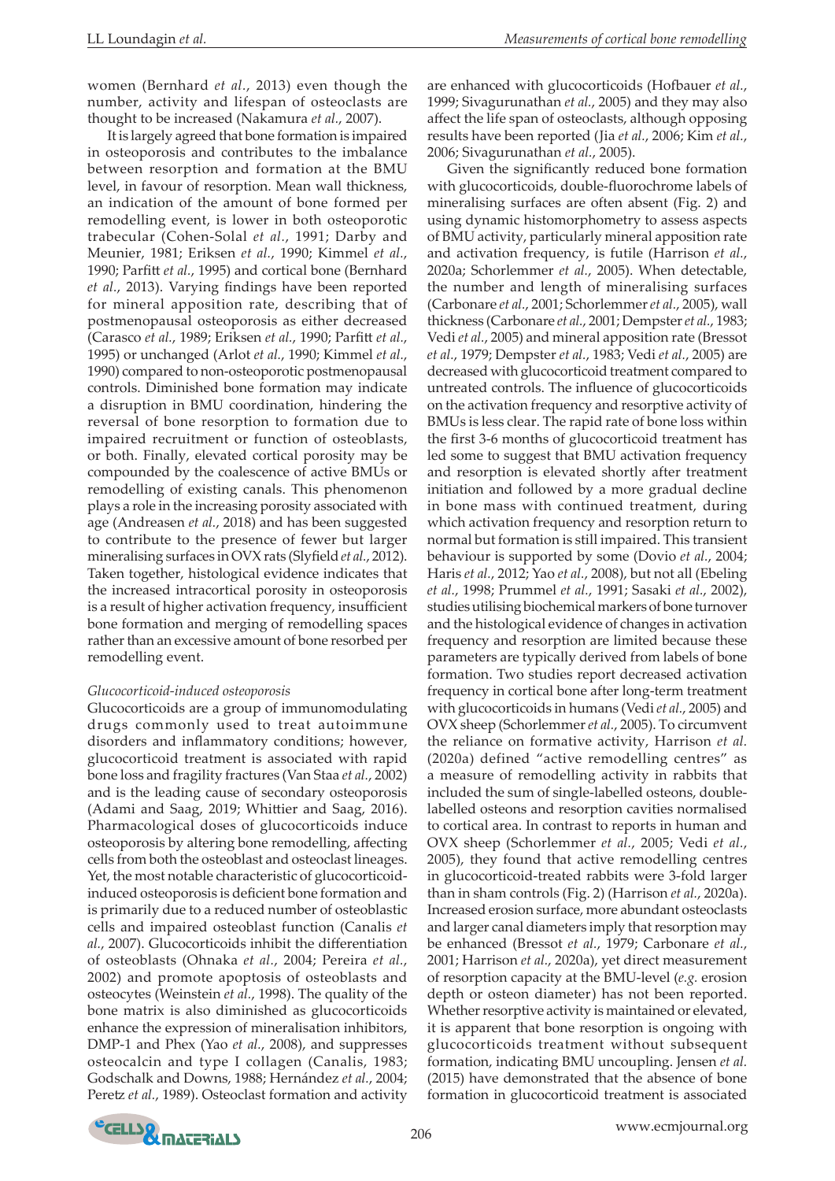women (Bernhard *et al.*, 2013) even though the number, activity and lifespan of osteoclasts are thought to be increased (Nakamura *et al.*, 2007).

It is largely agreed that bone formation is impaired in osteoporosis and contributes to the imbalance between resorption and formation at the BMU level, in favour of resorption. Mean wall thickness, an indication of the amount of bone formed per remodelling event, is lower in both osteoporotic trabecular (Cohen-Solal *et al.*, 1991; Darby and Meunier, 1981; Eriksen *et al.*, 1990; Kimmel *et al.*, 1990; Parfitt *et al.*, 1995) and cortical bone (Bernhard *et al.*, 2013). Varying findings have been reported for mineral apposition rate, describing that of postmenopausal osteoporosis as either decreased (Carasco *et al.*, 1989; Eriksen *et al.*, 1990; Parfitt *et al.*, 1995) or unchanged (Arlot *et al.*, 1990; Kimmel *et al.*, 1990) compared to non-osteoporotic postmenopausal controls. Diminished bone formation may indicate a disruption in BMU coordination, hindering the reversal of bone resorption to formation due to impaired recruitment or function of osteoblasts, or both. Finally, elevated cortical porosity may be compounded by the coalescence of active BMUs or remodelling of existing canals. This phenomenon plays a role in the increasing porosity associated with age (Andreasen *et al.*, 2018) and has been suggested to contribute to the presence of fewer but larger mineralising surfaces in OVX rats (Slyfield *et al.*, 2012). Taken together, histological evidence indicates that the increased intracortical porosity in osteoporosis is a result of higher activation frequency, insufficient bone formation and merging of remodelling spaces rather than an excessive amount of bone resorbed per remodelling event.

*Glucocorticoid-induced osteoporosis*

Glucocorticoids are a group of immunomodulating drugs commonly used to treat autoimmune disorders and inflammatory conditions; however, glucocorticoid treatment is associated with rapid bone loss and fragility fractures (Van Staa *et al.*, 2002) and is the leading cause of secondary osteoporosis (Adami and Saag, 2019; Whittier and Saag, 2016). Pharmacological doses of glucocorticoids induce osteoporosis by altering bone remodelling, affecting cells from both the osteoblast and osteoclast lineages. Yet, the most notable characteristic of glucocorticoid-induced osteoporosis is deficient bone formation and is primarily due to a reduced number of osteoblastic cells and impaired osteoblast function (Canalis *et al.*, 2007). Glucocorticoids inhibit the differentiation of osteoblasts (Ohnaka *et al.*, 2004; Pereira *et al.*, 2002) and promote apoptosis of osteoblasts and osteocytes (Weinstein *et al.*, 1998). The quality of the bone matrix is also diminished as glucocorticoids enhance the expression of mineralisation inhibitors, DMP-1 and Phex (Yao *et al.*, 2008), and suppresses osteocalcin and type I collagen (Canalis, 1983; Godschalk and Downs, 1988; Hernández *et al.*, 2004; Peretz *et al.*, 1989). Osteoclast formation and activity are enhanced with glucocorticoids (Hofbauer *et al.*, 1999; Sivagurunathan *et al.*, 2005) and they may also affect the life span of osteoclasts, although opposing results have been reported (Jia *et al.*, 2006; Kim *et al.*, 2006; Sivagurunathan *et al.*, 2005).

Given the significantly reduced bone formation with glucocorticoids, double-fluorochrome labels of mineralising surfaces are often absent (Fig. 2) and using dynamic histomorphometry to assess aspects of BMU activity, particularly mineral apposition rate and activation frequency, is futile (Harrison *et al.*, 2020a; Schorlemmer *et al.*, 2005). When detectable, the number and length of mineralising surfaces (Carbonare *et al.*, 2001; Schorlemmer *et al.*, 2005), wall thickness (Carbonare *et al.*, 2001; Dempster *et al.*, 1983; Vedi *et al.*, 2005) and mineral apposition rate (Bressot *et al.*, 1979; Dempster *et al.*, 1983; Vedi *et al.*, 2005) are decreased with glucocorticoid treatment compared to untreated controls. The influence of glucocorticoids on the activation frequency and resorptive activity of BMUs is less clear. The rapid rate of bone loss within the first 3-6 months of glucocorticoid treatment has led some to suggest that BMU activation frequency and resorption is elevated shortly after treatment initiation and followed by a more gradual decline in bone mass with continued treatment, during which activation frequency and resorption return to normal but formation is still impaired. This transient behaviour is supported by some (Dovio *et al.*, 2004; Haris *et al.*, 2012; Yao *et al.*, 2008), but not all (Ebeling *et al.*, 1998; Prummel *et al.*, 1991; Sasaki *et al.*, 2002), studies utilising biochemical markers of bone turnover and the histological evidence of changes in activation frequency and resorption are limited because these parameters are typically derived from labels of bone formation. Two studies report decreased activation frequency in cortical bone after long-term treatment with glucocorticoids in humans (Vedi *et al.*, 2005) and OVX sheep (Schorlemmer *et al.*, 2005). To circumvent the reliance on formative activity, Harrison *et al.* (2020a) defined "active remodelling centres" as a measure of remodelling activity in rabbits that included the sum of single-labelled osteons, double-labelled osteons and resorption cavities normalised to cortical area. In contrast to reports in human and OVX sheep (Schorlemmer *et al.*, 2005; Vedi *et al.*, 2005), they found that active remodelling centres in glucocorticoid-treated rabbits were 3-fold larger than in sham controls (Fig. 2) (Harrison *et al.*, 2020a). Increased erosion surface, more abundant osteoclasts and larger canal diameters imply that resorption may be enhanced (Bressot *et al.*, 1979; Carbonare *et al.*, 2001; Harrison *et al.*, 2020a), yet direct measurement of resorption capacity at the BMU-level (*e.g.* erosion depth or osteon diameter) has not been reported. Whether resorptive activity is maintained or elevated, it is apparent that bone resorption is ongoing with glucocorticoids treatment without subsequent formation, indicating BMU uncoupling. Jensen *et al.* (2015) have demonstrated that the absence of bone formation in glucocorticoid treatment is associated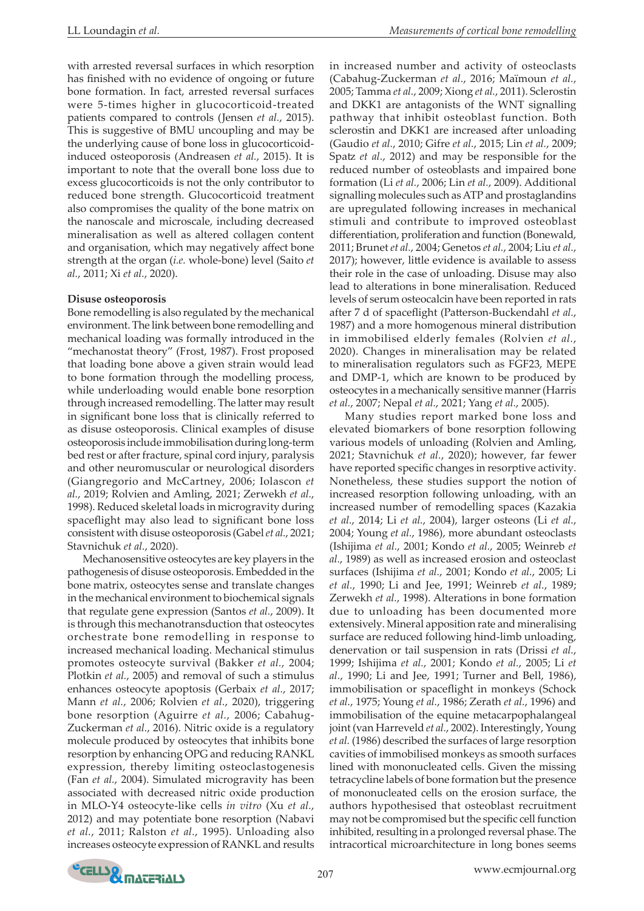with arrested reversal surfaces in which resorption has finished with no evidence of ongoing or future bone formation. In fact, arrested reversal surfaces were 5-times higher in glucocorticoid-treated patients compared to controls (Jensen *et al.*, 2015). This is suggestive of BMU uncoupling and may be the underlying cause of bone loss in glucocorticoid-induced osteoporosis (Andreasen *et al.*, 2015). It is important to note that the overall bone loss due to excess glucocorticoids is not the only contributor to reduced bone strength. Glucocorticoid treatment also compromises the quality of the bone matrix on the nanoscale and microscale, including decreased mineralisation as well as altered collagen content and organisation, which may negatively affect bone strength at the organ (*i.e.* whole-bone) level (Saito *et al.*, 2011; Xi *et al.*, 2020).

**Disuse osteoporosis**

Bone remodelling is also regulated by the mechanical environment. The link between bone remodelling and mechanical loading was formally introduced in the "mechanostat theory" (Frost, 1987). Frost proposed that loading bone above a given strain would lead to bone formation through the modelling process, while underloading would enable bone resorption through increased remodelling. The latter may result in significant bone loss that is clinically referred to as disuse osteoporosis. Clinical examples of disuse osteoporosis include immobilisation during long-term bed rest or after fracture, spinal cord injury, paralysis and other neuromuscular or neurological disorders (Giangregorio and McCartney, 2006; Iolascon *et al.*, 2019; Rolvien and Amling, 2021; Zerwekh *et al.*, 1998). Reduced skeletal loads in microgravity during spaceflight may also lead to significant bone loss consistent with disuse osteoporosis (Gabel *et al.*, 2021; Stavnichuk *et al.*, 2020).

Mechanosensitive osteocytes are key players in the pathogenesis of disuse osteoporosis. Embedded in the bone matrix, osteocytes sense and translate changes in the mechanical environment to biochemical signals that regulate gene expression (Santos *et al.*, 2009). It is through this mechanotransduction that osteocytes orchestrate bone remodelling in response to increased mechanical loading. Mechanical stimulus promotes osteocyte survival (Bakker *et al.*, 2004; Plotkin *et al.*, 2005) and removal of such a stimulus enhances osteocyte apoptosis (Gerbaix *et al.*, 2017; Mann *et al.*, 2006; Rolvien *et al.*, 2020), triggering bone resorption (Aguirre *et al.*, 2006; Cabahug-Zuckerman *et al.*, 2016). Nitric oxide is a regulatory molecule produced by osteocytes that inhibits bone resorption by enhancing OPG and reducing RANKL expression, thereby limiting osteoclastogenesis (Fan *et al.*, 2004). Simulated microgravity has been associated with decreased nitric oxide production in MLO-Y4 osteocyte-like cells *in vitro* (Xu *et al.*, 2012) and may potentiate bone resorption (Nabavi *et al.*, 2011; Ralston *et al.*, 1995). Unloading also increases osteocyte expression of RANKL and results in increased number and activity of osteoclasts (Cabahug-Zuckerman *et al.*, 2016; Maïmoun *et al.*, 2005; Tamma *et al.*, 2009; Xiong *et al.*, 2011). Sclerostin and DKK1 are antagonists of the WNT signalling pathway that inhibit osteoblast function. Both sclerostin and DKK1 are increased after unloading (Gaudio *et al.*, 2010; Gifre *et al.*, 2015; Lin *et al.*, 2009; Spatz *et al.*, 2012) and may be responsible for the reduced number of osteoblasts and impaired bone formation (Li *et al.*, 2006; Lin *et al.*, 2009). Additional signalling molecules such as ATP and prostaglandins are upregulated following increases in mechanical stimuli and contribute to improved osteoblast differentiation, proliferation and function (Bonewald, 2011; Brunet *et al.*, 2004; Genetos *et al.*, 2004; Liu *et al.*, 2017); however, little evidence is available to assess their role in the case of unloading. Disuse may also lead to alterations in bone mineralisation. Reduced levels of serum osteocalcin have been reported in rats after 7 d of spaceflight (Patterson-Buckendahl *et al.*, 1987) and a more homogenous mineral distribution in immobilised elderly females (Rolvien *et al.*, 2020). Changes in mineralisation may be related to mineralisation regulators such as FGF23, MEPE and DMP-1, which are known to be produced by osteocytes in a mechanically sensitive manner (Harris *et al.*, 2007; Nepal *et al.*, 2021; Yang *et al.*, 2005).

Many studies report marked bone loss and elevated biomarkers of bone resorption following various models of unloading (Rolvien and Amling, 2021; Stavnichuk *et al.*, 2020); however, far fewer have reported specific changes in resorptive activity. Nonetheless, these studies support the notion of increased resorption following unloading, with an increased number of remodelling spaces (Kazakia *et al.*, 2014; Li *et al.*, 2004), larger osteons (Li *et al.*, 2004; Young *et al.*, 1986), more abundant osteoclasts (Ishijima *et al.*, 2001; Kondo *et al.*, 2005; Weinreb *et al.*, 1989) as well as increased erosion and osteoclast surfaces (Ishijima *et al.*, 2001; Kondo *et al.*, 2005; Li *et al.*, 1990; Li and Jee, 1991; Weinreb *et al.*, 1989; Zerwekh *et al.*, 1998). Alterations in bone formation due to unloading has been documented more extensively. Mineral apposition rate and mineralising surface are reduced following hind-limb unloading, denervation or tail suspension in rats (Drissi *et al.*, 1999; Ishijima *et al.*, 2001; Kondo *et al.*, 2005; Li *et al.*, 1990; Li and Jee, 1991; Turner and Bell, 1986), immobilisation or spaceflight in monkeys (Schock *et al.*, 1975; Young *et al.*, 1986; Zerath *et al.*, 1996) and immobilisation of the equine metacarpophalangeal joint (van Harreveld *et al.*, 2002). Interestingly, Young *et al.* (1986) described the surfaces of large resorption cavities of immobilised monkeys as smooth surfaces lined with mononucleated cells. Given the missing tetracycline labels of bone formation but the presence of mononucleated cells on the erosion surface, the authors hypothesised that osteoblast recruitment may not be compromised but the specific cell function inhibited, resulting in a prolonged reversal phase. The intracortical microarchitecture in long bones seems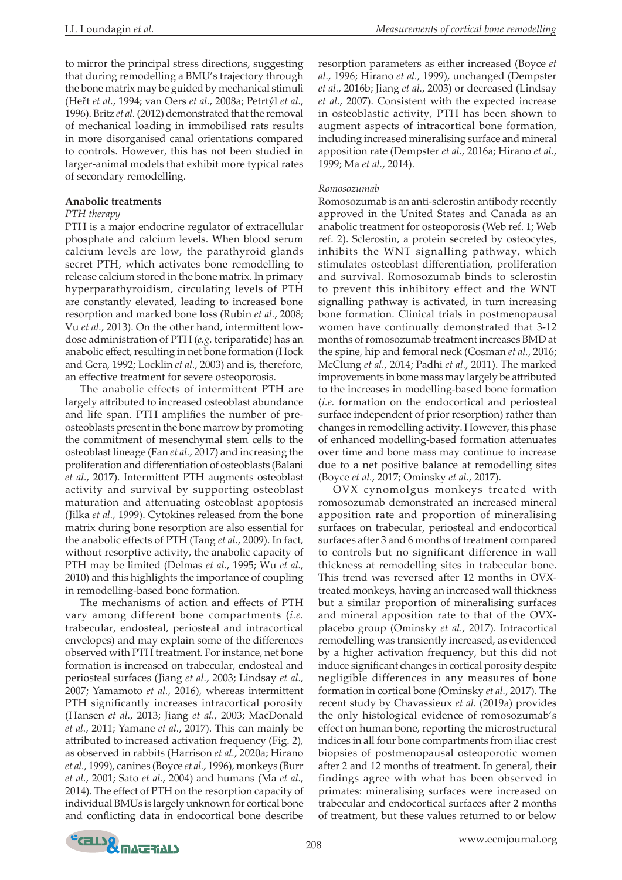to mirror the principal stress directions, suggesting that during remodelling a BMU's trajectory through the bone matrix may be guided by mechanical stimuli (Heřt *et al.*, 1994; van Oers *et al.*, 2008a; Petrtýl *et al.*, 1996). Britz *et al.* (2012) demonstrated that the removal of mechanical loading in immobilised rats results in more disorganised canal orientations compared to controls. However, this has not been studied in larger-animal models that exhibit more typical rates of secondary remodelling.

**Anabolic treatments**

*PTH therapy*

PTH is a major endocrine regulator of extracellular phosphate and calcium levels. When blood serum calcium levels are low, the parathyroid glands secrete PTH, which activates bone remodelling to release calcium stored in the bone matrix. In primary hyperparathyroidism, circulating levels of PTH are constantly elevated, leading to increased bone resorption and marked bone loss (Rubin *et al.*, 2008; Vu *et al.*, 2013). On the other hand, intermittent low-dose administration of PTH (*e.g.* teriparatide) has an anabolic effect, resulting in net bone formation (Hock and Gera, 1992; Locklin *et al.*, 2003) and is, therefore, an effective treatment for severe osteoporosis.

The anabolic effects of intermittent PTH are largely attributed to increased osteoblast abundance and life span. PTH amplifies the number of pre-osteoblasts present in the bone marrow by promoting the commitment of mesenchymal stem cells to the osteoblast lineage (Fan *et al.*, 2017) and increasing the proliferation and differentiation of osteoblasts (Balani *et al.*, 2017). Intermittent PTH augments osteoblast activity and survival by supporting osteoblast maturation and attenuating osteoblast apoptosis (Jilka *et al.*, 1999). Cytokines released from the bone matrix during bone resorption are also essential for the anabolic effects of PTH (Tang *et al.*, 2009). In fact, without resorptive activity, the anabolic capacity of PTH may be limited (Delmas *et al.*, 1995; Wu *et al.*, 2010) and this highlights the importance of coupling in remodelling-based bone formation.

The mechanisms of action and effects of PTH vary among different bone compartments (*i.e.* trabecular, endosteal, periosteal and intracortical envelopes) and may explain some of the differences observed with PTH treatment. For instance, net bone formation is increased on trabecular, endosteal and periosteal surfaces (Jiang *et al.*, 2003; Lindsay *et al.*, 2007; Yamamoto *et al.*, 2016), whereas intermittent PTH significantly increases intracortical porosity (Hansen *et al.*, 2013; Jiang *et al.*, 2003; MacDonald *et al.*, 2011; Yamane *et al.*, 2017). This can mainly be attributed to increased activation frequency (Fig. 2), as observed in rabbits (Harrison *et al.*, 2020a; Hirano *et al.*, 1999), canines (Boyce *et al.*, 1996), monkeys (Burr *et al.*, 2001; Sato *et al.*, 2004) and humans (Ma *et al.*, 2014). The effect of PTH on the resorption capacity of individual BMUs is largely unknown for cortical bone and conflicting data in endocortical bone describe resorption parameters as either increased (Boyce *et al.*, 1996; Hirano *et al.*, 1999), unchanged (Dempster *et al.*, 2016b; Jiang *et al.*, 2003) or decreased (Lindsay *et al.*, 2007). Consistent with the expected increase in osteoblastic activity, PTH has been shown to augment aspects of intracortical bone formation, including increased mineralising surface and mineral apposition rate (Dempster *et al.*, 2016a; Hirano *et al.*, 1999; Ma *et al.*, 2014).

*Romosozumab*

Romosozumab is an anti-sclerostin antibody recently approved in the United States and Canada as an anabolic treatment for osteoporosis (Web ref. 1; Web ref. 2). Sclerostin, a protein secreted by osteocytes, inhibits the WNT signalling pathway, which stimulates osteoblast differentiation, proliferation and survival. Romosozumab binds to sclerostin to prevent this inhibitory effect and the WNT signalling pathway is activated, in turn increasing bone formation. Clinical trials in postmenopausal women have continually demonstrated that 3-12 months of romosozumab treatment increases BMD at the spine, hip and femoral neck (Cosman *et al.*, 2016; McClung *et al.*, 2014; Padhi *et al.*, 2011). The marked improvements in bone mass may largely be attributed to the increases in modelling-based bone formation (*i.e.* formation on the endocortical and periosteal surface independent of prior resorption) rather than changes in remodelling activity. However, this phase of enhanced modelling-based formation attenuates over time and bone mass may continue to increase due to a net positive balance at remodelling sites (Boyce *et al.*, 2017; Ominsky *et al.*, 2017).

OVX cynomolgus monkeys treated with romosozumab demonstrated an increased mineral apposition rate and proportion of mineralising surfaces on trabecular, periosteal and endocortical surfaces after 3 and 6 months of treatment compared to controls but no significant difference in wall thickness at remodelling sites in trabecular bone. This trend was reversed after 12 months in OVX-treated monkeys, having an increased wall thickness but a similar proportion of mineralising surfaces and mineral apposition rate to that of the OVX-placebo group (Ominsky *et al.*, 2017). Intracortical remodelling was transiently increased, as evidenced by a higher activation frequency, but this did not induce significant changes in cortical porosity despite negligible differences in any measures of bone formation in cortical bone (Ominsky *et al.*, 2017). The recent study by Chavassieux *et al.* (2019a) provides the only histological evidence of romosozumab's effect on human bone, reporting the microstructural indices in all four bone compartments from iliac crest biopsies of postmenopausal osteoporotic women after 2 and 12 months of treatment. In general, their findings agree with what has been observed in primates: mineralising surfaces were increased on trabecular and endocortical surfaces after 2 months of treatment, but these values returned to or below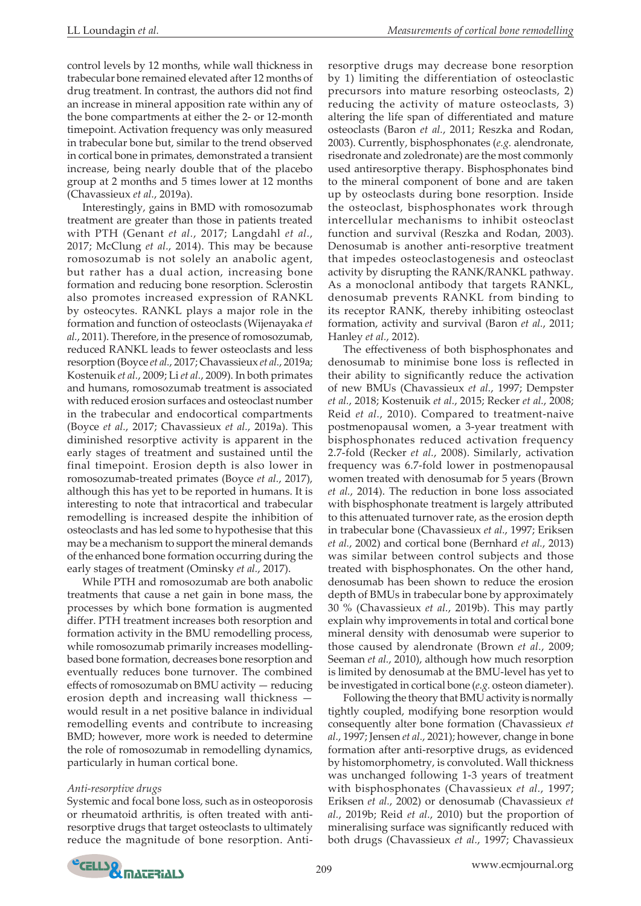control levels by 12 months, while wall thickness in trabecular bone remained elevated after 12 months of drug treatment. In contrast, the authors did not find an increase in mineral apposition rate within any of the bone compartments at either the 2- or 12-month timepoint. Activation frequency was only measured in trabecular bone but, similar to the trend observed in cortical bone in primates, demonstrated a transient increase, being nearly double that of the placebo group at 2 months and 5 times lower at 12 months (Chavassieux *et al.*, 2019a).

Interestingly, gains in BMD with romosozumab treatment are greater than those in patients treated with PTH (Genant *et al.*, 2017; Langdahl *et al.*, 2017; McClung *et al.*, 2014). This may be because romosozumab is not solely an anabolic agent, but rather has a dual action, increasing bone formation and reducing bone resorption. Sclerostin also promotes increased expression of RANKL by osteocytes. RANKL plays a major role in the formation and function of osteoclasts (Wijenayaka *et al.*, 2011). Therefore, in the presence of romosozumab, reduced RANKL leads to fewer osteoclasts and less resorption (Boyce *et al.*, 2017; Chavassieux *et al.*, 2019a; Kostenuik *et al.*, 2009; Li *et al.*, 2009). In both primates and humans, romosozumab treatment is associated with reduced erosion surfaces and osteoclast number in the trabecular and endocortical compartments (Boyce *et al.*, 2017; Chavassieux *et al.*, 2019a). This diminished resorptive activity is apparent in the early stages of treatment and sustained until the final timepoint. Erosion depth is also lower in romosozumab-treated primates (Boyce *et al.*, 2017), although this has yet to be reported in humans. It is interesting to note that intracortical and trabecular remodelling is increased despite the inhibition of osteoclasts and has led some to hypothesise that this may be a mechanism to support the mineral demands of the enhanced bone formation occurring during the early stages of treatment (Ominsky *et al.*, 2017).

While PTH and romosozumab are both anabolic treatments that cause a net gain in bone mass, the processes by which bone formation is augmented differ. PTH treatment increases both resorption and formation activity in the BMU remodelling process, while romosozumab primarily increases modelling-based bone formation, decreases bone resorption and eventually reduces bone turnover. The combined effects of romosozumab on BMU activity — reducing erosion depth and increasing wall thickness — would result in a net positive balance in individual remodelling events and contribute to increasing BMD; however, more work is needed to determine the role of romosozumab in remodelling dynamics, particularly in human cortical bone.

*Anti-resorptive drugs*

Systemic and focal bone loss, such as in osteoporosis or rheumatoid arthritis, is often treated with anti-resorptive drugs that target osteoclasts to ultimately reduce the magnitude of bone resorption. Anti-resorptive drugs may decrease bone resorption by 1) limiting the differentiation of osteoclastic precursors into mature resorbing osteoclasts, 2) reducing the activity of mature osteoclasts, 3) altering the life span of differentiated and mature osteoclasts (Baron *et al.*, 2011; Reszka and Rodan, 2003). Currently, bisphosphonates (*e.g.* alendronate, risedronate and zoledronate) are the most commonly used antiresorptive therapy. Bisphosphonates bind to the mineral component of bone and are taken up by osteoclasts during bone resorption. Inside the osteoclast, bisphosphonates work through intercellular mechanisms to inhibit osteoclast function and survival (Reszka and Rodan, 2003). Denosumab is another anti-resorptive treatment that impedes osteoclastogenesis and osteoclast activity by disrupting the RANK/RANKL pathway. As a monoclonal antibody that targets RANKL, denosumab prevents RANKL from binding to its receptor RANK, thereby inhibiting osteoclast formation, activity and survival (Baron *et al.*, 2011; Hanley *et al.*, 2012).

The effectiveness of both bisphosphonates and denosumab to minimise bone loss is reflected in their ability to significantly reduce the activation of new BMUs (Chavassieux *et al.*, 1997; Dempster *et al.*, 2018; Kostenuik *et al.*, 2015; Recker *et al.*, 2008; Reid *et al.*, 2010). Compared to treatment-naive postmenopausal women, a 3-year treatment with bisphosphonates reduced activation frequency 2.7-fold (Recker *et al.*, 2008). Similarly, activation frequency was 6.7-fold lower in postmenopausal women treated with denosumab for 5 years (Brown *et al.*, 2014). The reduction in bone loss associated with bisphosphonate treatment is largely attributed to this attenuated turnover rate, as the erosion depth in trabecular bone (Chavassieux *et al.*, 1997; Eriksen *et al.*, 2002) and cortical bone (Bernhard *et al.*, 2013) was similar between control subjects and those treated with bisphosphonates. On the other hand, denosumab has been shown to reduce the erosion depth of BMUs in trabecular bone by approximately 30 % (Chavassieux *et al.*, 2019b). This may partly explain why improvements in total and cortical bone mineral density with denosumab were superior to those caused by alendronate (Brown *et al.*, 2009; Seeman *et al.*, 2010), although how much resorption is limited by denosumab at the BMU-level has yet to be investigated in cortical bone (*e.g.* osteon diameter).

Following the theory that BMU activity is normally tightly coupled, modifying bone resorption would consequently alter bone formation (Chavassieux *et al.*, 1997; Jensen *et al.*, 2021); however, change in bone formation after anti-resorptive drugs, as evidenced by histomorphometry, is convoluted. Wall thickness was unchanged following 1-3 years of treatment with bisphosphonates (Chavassieux *et al.*, 1997; Eriksen *et al.*, 2002) or denosumab (Chavassieux *et al.*, 2019b; Reid *et al.*, 2010) but the proportion of mineralising surface was significantly reduced with both drugs (Chavassieux *et al.*, 1997; Chavassieux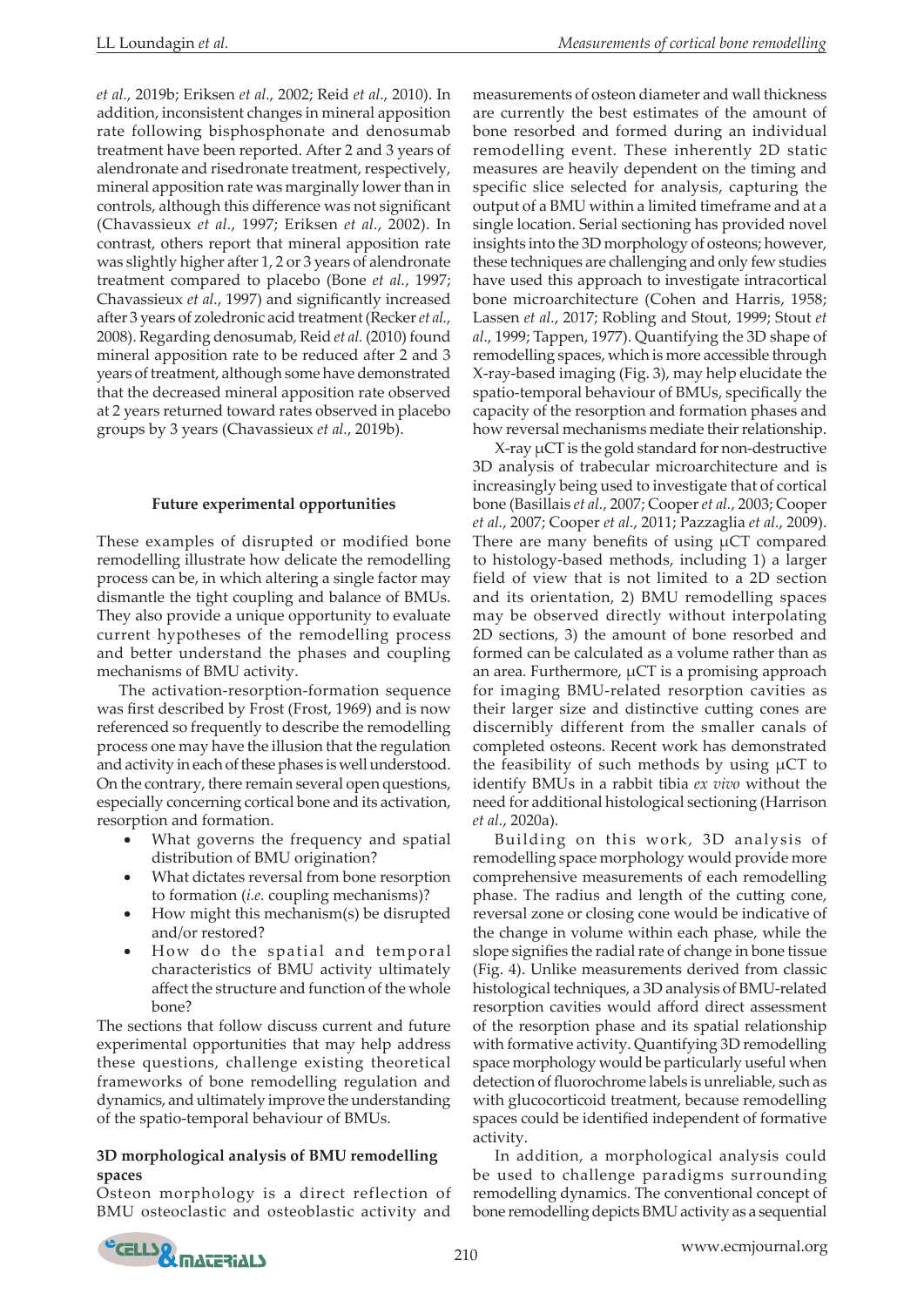*et al.*, 2019b; Eriksen *et al.*, 2002; Reid *et al.*, 2010). In addition, inconsistent changes in mineral apposition rate following bisphosphonate and denosumab treatment have been reported. After 2 and 3 years of alendronate and risedronate treatment, respectively, mineral apposition rate was marginally lower than in controls, although this difference was not significant (Chavassieux *et al.*, 1997; Eriksen *et al.*, 2002). In contrast, others report that mineral apposition rate was slightly higher after 1, 2 or 3 years of alendronate treatment compared to placebo (Bone *et al.*, 1997; Chavassieux *et al.*, 1997) and significantly increased after 3 years of zoledronic acid treatment (Recker *et al.*, 2008). Regarding denosumab, Reid *et al.* (2010) found mineral apposition rate to be reduced after 2 and 3 years of treatment, although some have demonstrated that the decreased mineral apposition rate observed at 2 years returned toward rates observed in placebo groups by 3 years (Chavassieux *et al.*, 2019b).

## Future experimental opportunities

These examples of disrupted or modified bone remodelling illustrate how delicate the remodelling process can be, in which altering a single factor may dismantle the tight coupling and balance of BMUs. They also provide a unique opportunity to evaluate current hypotheses of the remodelling process and better understand the phases and coupling mechanisms of BMU activity.

The activation-resorption-formation sequence was first described by Frost (Frost, 1969) and is now referenced so frequently to describe the remodelling process one may have the illusion that the regulation and activity in each of these phases is well understood. On the contrary, there remain several open questions, especially concerning cortical bone and its activation, resorption and formation.

- What governs the frequency and spatial distribution of BMU origination?
- What dictates reversal from bone resorption to formation (*i.e.* coupling mechanisms)?
- How might this mechanism(s) be disrupted and/or restored?
- How do the spatial and temporal characteristics of BMU activity ultimately affect the structure and function of the whole bone?

The sections that follow discuss current and future experimental opportunities that may help address these questions, challenge existing theoretical frameworks of bone remodelling regulation and dynamics, and ultimately improve the understanding of the spatio-temporal behaviour of BMUs.

### 3D morphological analysis of BMU remodelling spaces

Osteon morphology is a direct reflection of BMU osteoclastic and osteoblastic activity and measurements of osteon diameter and wall thickness are currently the best estimates of the amount of bone resorbed and formed during an individual remodelling event. These inherently 2D static measures are heavily dependent on the timing and specific slice selected for analysis, capturing the output of a BMU within a limited timeframe and at a single location. Serial sectioning has provided novel insights into the 3D morphology of osteons; however, these techniques are challenging and only few studies have used this approach to investigate intracortical bone microarchitecture (Cohen and Harris, 1958; Lassen *et al.*, 2017; Robling and Stout, 1999; Stout *et al.*, 1999; Tappen, 1977). Quantifying the 3D shape of remodelling spaces, which is more accessible through X-ray-based imaging (Fig. 3), may help elucidate the spatio-temporal behaviour of BMUs, specifically the capacity of the resorption and formation phases and how reversal mechanisms mediate their relationship.

X-ray μCT is the gold standard for non-destructive 3D analysis of trabecular microarchitecture and is increasingly being used to investigate that of cortical bone (Basillais *et al.*, 2007; Cooper *et al.*, 2003; Cooper *et al.*, 2007; Cooper *et al.*, 2011; Pazzaglia *et al.*, 2009). There are many benefits of using μCT compared to histology-based methods, including 1) a larger field of view that is not limited to a 2D section and its orientation, 2) BMU remodelling spaces may be observed directly without interpolating 2D sections, 3) the amount of bone resorbed and formed can be calculated as a volume rather than as an area. Furthermore, μCT is a promising approach for imaging BMU-related resorption cavities as their larger size and distinctive cutting cones are discernibly different from the smaller canals of completed osteons. Recent work has demonstrated the feasibility of such methods by using μCT to identify BMUs in a rabbit tibia *ex vivo* without the need for additional histological sectioning (Harrison *et al.*, 2020a).

Building on this work, 3D analysis of remodelling space morphology would provide more comprehensive measurements of each remodelling phase. The radius and length of the cutting cone, reversal zone or closing cone would be indicative of the change in volume within each phase, while the slope signifies the radial rate of change in bone tissue (Fig. 4). Unlike measurements derived from classic histological techniques, a 3D analysis of BMU-related resorption cavities would afford direct assessment of the resorption phase and its spatial relationship with formative activity. Quantifying 3D remodelling space morphology would be particularly useful when detection of fluorochrome labels is unreliable, such as with glucocorticoid treatment, because remodelling spaces could be identified independent of formative activity.

In addition, a morphological analysis could be used to challenge paradigms surrounding remodelling dynamics. The conventional concept of bone remodelling depicts BMU activity as a sequential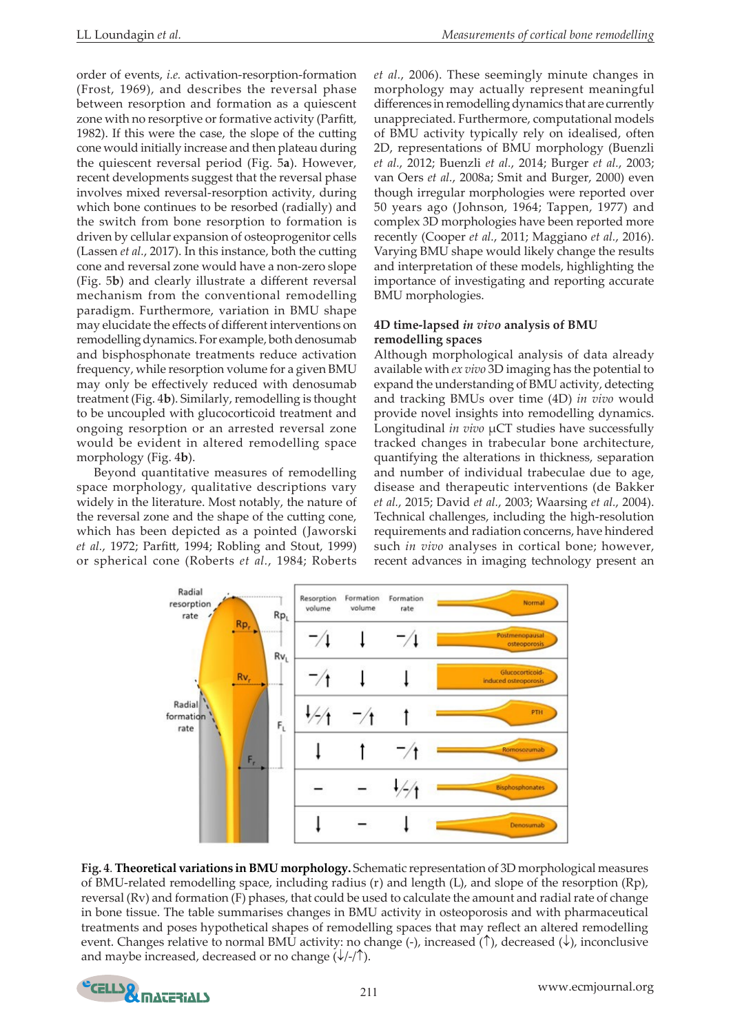order of events, *i.e.* activation-resorption-formation (Frost, 1969), and describes the reversal phase between resorption and formation as a quiescent zone with no resorptive or formative activity (Parfitt, 1982). If this were the case, the slope of the cutting cone would initially increase and then plateau during the quiescent reversal period (Fig. 5**a**). However, recent developments suggest that the reversal phase involves mixed reversal-resorption activity, during which bone continues to be resorbed (radially) and the switch from bone resorption to formation is driven by cellular expansion of osteoprogenitor cells (Lassen *et al.*, 2017). In this instance, both the cutting cone and reversal zone would have a non-zero slope (Fig. 5**b**) and clearly illustrate a different reversal mechanism from the conventional remodelling paradigm. Furthermore, variation in BMU shape may elucidate the effects of different interventions on remodelling dynamics. For example, both denosumab and bisphosphonate treatments reduce activation frequency, while resorption volume for a given BMU may only be effectively reduced with denosumab treatment (Fig. 4**b**). Similarly, remodelling is thought to be uncoupled with glucocorticoid treatment and ongoing resorption or an arrested reversal zone would be evident in altered remodelling space morphology (Fig. 4**b**).

Beyond quantitative measures of remodelling space morphology, qualitative descriptions vary widely in the literature. Most notably, the nature of the reversal zone and the shape of the cutting cone, which has been depicted as a pointed (Jaworski *et al.*, 1972; Parfitt, 1994; Robling and Stout, 1999) or spherical cone (Roberts *et al.*, 1984; Roberts *et al.*, 2006). These seemingly minute changes in morphology may actually represent meaningful differences in remodelling dynamics that are currently unappreciated. Furthermore, computational models of BMU activity typically rely on idealised, often 2D, representations of BMU morphology (Buenzli *et al.*, 2012; Buenzli *et al.*, 2014; Burger *et al.*, 2003; van Oers *et al.*, 2008a; Smit and Burger, 2000) even though irregular morphologies were reported over 50 years ago (Johnson, 1964; Tappen, 1977) and complex 3D morphologies have been reported more recently (Cooper *et al.*, 2011; Maggiano *et al.*, 2016). Varying BMU shape would likely change the results and interpretation of these models, highlighting the importance of investigating and reporting accurate BMU morphologies.

### 4D time-lapsed *in vivo* analysis of BMU remodelling spaces

Although morphological analysis of data already available with *ex vivo* 3D imaging has the potential to expand the understanding of BMU activity, detecting and tracking BMUs over time (4D) *in vivo* would provide novel insights into remodelling dynamics. Longitudinal *in vivo* μCT studies have successfully tracked changes in trabecular bone architecture, quantifying the alterations in thickness, separation and number of individual trabeculae due to age, disease and therapeutic interventions (de Bakker *et al.*, 2015; David *et al.*, 2003; Waarsing *et al.*, 2004). Technical challenges, including the high-resolution requirements and radiation concerns, have hindered such *in vivo* analyses in cortical bone; however, recent advances in imaging technology present an

| | Resorption volume | Formation volume | Formation rate |
|---|---|---|---|
| Normal | | | |
| Postmenopausal osteoporosis | –/↓ | ↓ | –/↓ |
| Glucocorticoid-induced osteoporosis | –/↑ | ↓ | ↓ |
| PTH | ↓/–/↑ | –/↑ | ↑ |
| Romosozumab | ↓ | ↑ | –/↑ |
| Bisphosphonates | – | – | ↓/–/↑ |
| Denosumab | ↓ | – | ↓ |

**Fig. 4**. **Theoretical variations in BMU morphology.** Schematic representation of 3D morphological measures of BMU-related remodelling space, including radius (r) and length (L), and slope of the resorption (Rp), reversal (Rv) and formation (F) phases, that could be used to calculate the amount and radial rate of change in bone tissue. The table summarises changes in BMU activity in osteoporosis and with pharmaceutical treatments and poses hypothetical shapes of remodelling spaces that may reflect an altered remodelling event. Changes relative to normal BMU activity: no change (-), increased (↑), decreased (↓), inconclusive and maybe increased, decreased or no change (↓/-/↑).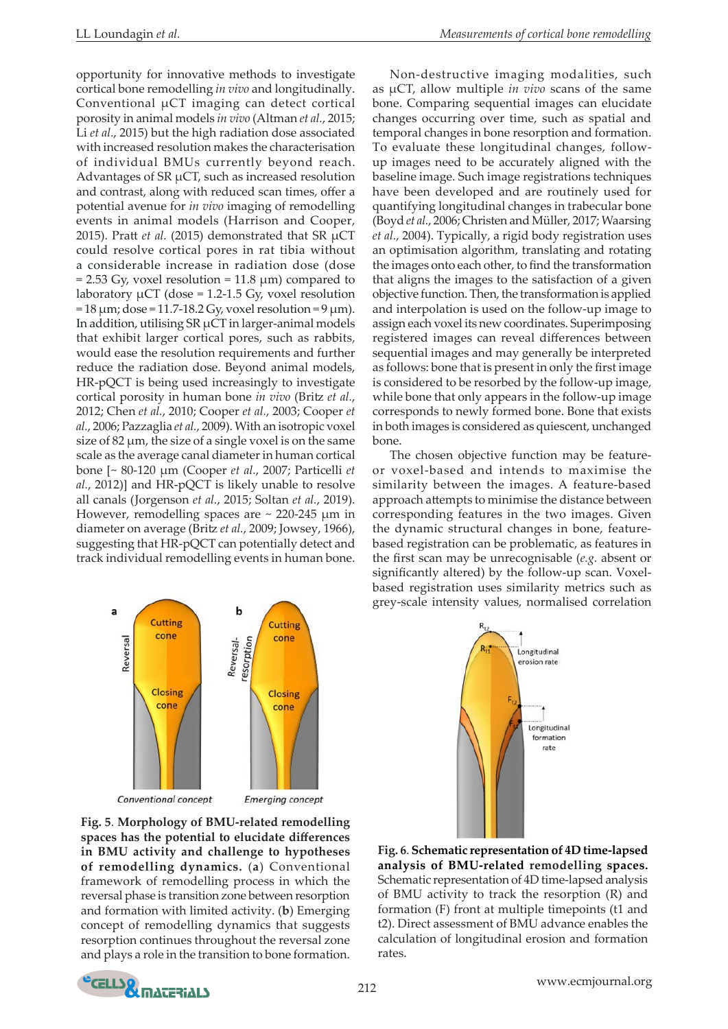opportunity for innovative methods to investigate cortical bone remodelling *in vivo* and longitudinally. Conventional μCT imaging can detect cortical porosity in animal models *in vivo* (Altman *et al.*, 2015; Li *et al.*, 2015) but the high radiation dose associated with increased resolution makes the characterisation of individual BMUs currently beyond reach. Advantages of SR μCT, such as increased resolution and contrast, along with reduced scan times, offer a potential avenue for *in vivo* imaging of remodelling events in animal models (Harrison and Cooper, 2015). Pratt *et al.* (2015) demonstrated that SR μCT could resolve cortical pores in rat tibia without a considerable increase in radiation dose (dose = 2.53 Gy, voxel resolution = 11.8 μm) compared to laboratory μCT (dose = 1.2-1.5 Gy, voxel resolution = 18 μm; dose = 11.7-18.2 Gy, voxel resolution = 9 μm). In addition, utilising SR μCT in larger-animal models that exhibit larger cortical pores, such as rabbits, would ease the resolution requirements and further reduce the radiation dose. Beyond animal models, HR-pQCT is being used increasingly to investigate cortical porosity in human bone *in vivo* (Britz *et al.*, 2012; Chen *et al.*, 2010; Cooper *et al.*, 2003; Cooper *et al.*, 2006; Pazzaglia *et al.*, 2009). With an isotropic voxel size of 82 μm, the size of a single voxel is on the same scale as the average canal diameter in human cortical bone [~ 80-120 μm (Cooper *et al.*, 2007; Particelli *et al.*, 2012)] and HR-pQCT is likely unable to resolve all canals (Jorgenson *et al.*, 2015; Soltan *et al.*, 2019). However, remodelling spaces are ~ 220-245 μm in diameter on average (Britz *et al.*, 2009; Jowsey, 1966), suggesting that HR-pQCT can potentially detect and track individual remodelling events in human bone.

**Fig. 5**. **Morphology of BMU-related remodelling spaces has the potential to elucidate differences in BMU activity and challenge to hypotheses of remodelling dynamics.** (**a**) Conventional framework of remodelling process in which the reversal phase is transition zone between resorption and formation with limited activity. (**b**) Emerging concept of remodelling dynamics that suggests resorption continues throughout the reversal zone and plays a role in the transition to bone formation.

Non-destructive imaging modalities, such as μCT, allow multiple *in vivo* scans of the same bone. Comparing sequential images can elucidate changes occurring over time, such as spatial and temporal changes in bone resorption and formation. To evaluate these longitudinal changes, follow-up images need to be accurately aligned with the baseline image. Such image registrations techniques have been developed and are routinely used for quantifying longitudinal changes in trabecular bone (Boyd *et al.*, 2006; Christen and Müller, 2017; Waarsing *et al.*, 2004). Typically, a rigid body registration uses an optimisation algorithm, translating and rotating the images onto each other, to find the transformation that aligns the images to the satisfaction of a given objective function. Then, the transformation is applied and interpolation is used on the follow-up image to assign each voxel its new coordinates. Superimposing registered images can reveal differences between sequential images and may generally be interpreted as follows: bone that is present in only the first image is considered to be resorbed by the follow-up image, while bone that only appears in the follow-up image corresponds to newly formed bone. Bone that exists in both images is considered as quiescent, unchanged bone.

The chosen objective function may be feature- or voxel-based and intends to maximise the similarity between the images. A feature-based approach attempts to minimise the distance between corresponding features in the two images. Given the dynamic structural changes in bone, feature-based registration can be problematic, as features in the first scan may be unrecognisable (*e.g.* absent or significantly altered) by the follow-up scan. Voxel-based registration uses similarity metrics such as grey-scale intensity values, normalised correlation

**Fig. 6**. **Schematic representation of 4D time-lapsed analysis of BMU-related remodelling spaces.** Schematic representation of 4D time-lapsed analysis of BMU activity to track the resorption (R) and formation (F) front at multiple timepoints (t1 and t2). Direct assessment of BMU advance enables the calculation of longitudinal erosion and formation rates.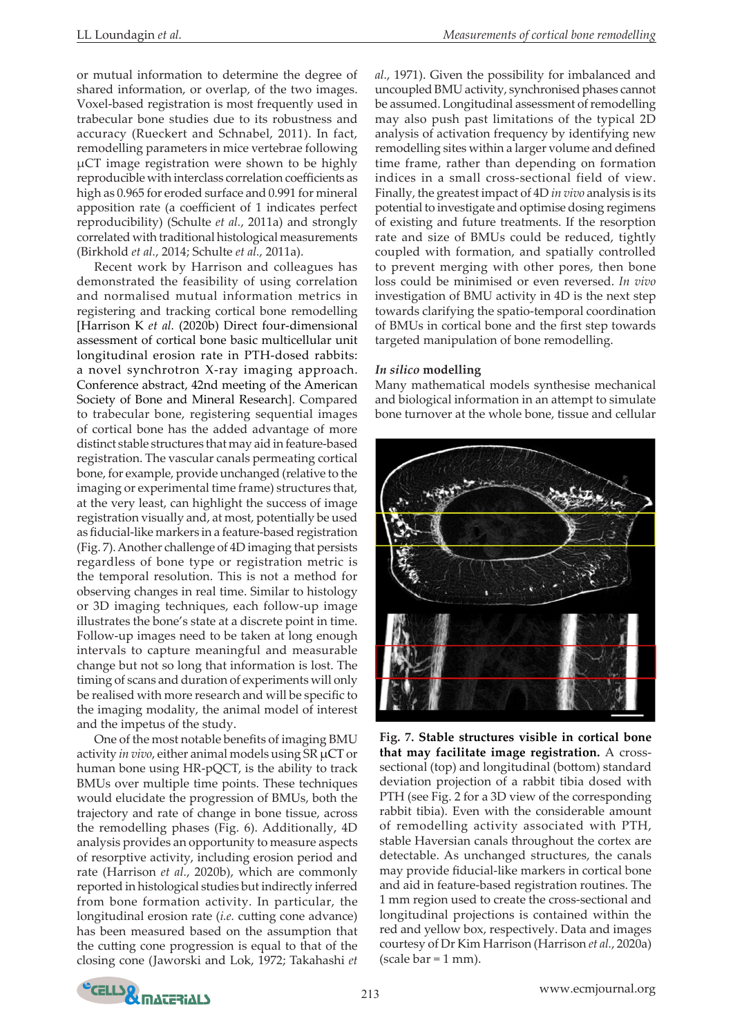or mutual information to determine the degree of shared information, or overlap, of the two images. Voxel-based registration is most frequently used in trabecular bone studies due to its robustness and accuracy (Rueckert and Schnabel, 2011). In fact, remodelling parameters in mice vertebrae following μCT image registration were shown to be highly reproducible with interclass correlation coefficients as high as 0.965 for eroded surface and 0.991 for mineral apposition rate (a coefficient of 1 indicates perfect reproducibility) (Schulte *et al.*, 2011a) and strongly correlated with traditional histological measurements (Birkhold *et al.*, 2014; Schulte *et al.*, 2011a).

Recent work by Harrison and colleagues has demonstrated the feasibility of using correlation and normalised mutual information metrics in registering and tracking cortical bone remodelling [Harrison K *et al.* (2020b) Direct four-dimensional assessment of cortical bone basic multicellular unit longitudinal erosion rate in PTH-dosed rabbits: a novel synchrotron X-ray imaging approach. Conference abstract, 42nd meeting of the American Society of Bone and Mineral Research]. Compared to trabecular bone, registering sequential images of cortical bone has the added advantage of more distinct stable structures that may aid in feature-based registration. The vascular canals permeating cortical bone, for example, provide unchanged (relative to the imaging or experimental time frame) structures that, at the very least, can highlight the success of image registration visually and, at most, potentially be used as fiducial-like markers in a feature-based registration (Fig. 7). Another challenge of 4D imaging that persists regardless of bone type or registration metric is the temporal resolution. This is not a method for observing changes in real time. Similar to histology or 3D imaging techniques, each follow-up image illustrates the bone's state at a discrete point in time. Follow-up images need to be taken at long enough intervals to capture meaningful and measurable change but not so long that information is lost. The timing of scans and duration of experiments will only be realised with more research and will be specific to the imaging modality, the animal model of interest and the impetus of the study.

One of the most notable benefits of imaging BMU activity *in vivo*, either animal models using SR μCT or human bone using HR-pQCT, is the ability to track BMUs over multiple time points. These techniques would elucidate the progression of BMUs, both the trajectory and rate of change in bone tissue, across the remodelling phases (Fig. 6). Additionally, 4D analysis provides an opportunity to measure aspects of resorptive activity, including erosion period and rate (Harrison *et al.*, 2020b), which are commonly reported in histological studies but indirectly inferred from bone formation activity. In particular, the longitudinal erosion rate (*i.e.* cutting cone advance) has been measured based on the assumption that the cutting cone progression is equal to that of the closing cone (Jaworski and Lok, 1972; Takahashi *et al.*, 1971). Given the possibility for imbalanced and uncoupled BMU activity, synchronised phases cannot be assumed. Longitudinal assessment of remodelling may also push past limitations of the typical 2D analysis of activation frequency by identifying new remodelling sites within a larger volume and defined time frame, rather than depending on formation indices in a small cross-sectional field of view. Finally, the greatest impact of 4D *in vivo* analysis is its potential to investigate and optimise dosing regimens of existing and future treatments. If the resorption rate and size of BMUs could be reduced, tightly coupled with formation, and spatially controlled to prevent merging with other pores, then bone loss could be minimised or even reversed. *In vivo* investigation of BMU activity in 4D is the next step towards clarifying the spatio-temporal coordination of BMUs in cortical bone and the first step towards targeted manipulation of bone remodelling.

### *In silico* modelling

Many mathematical models synthesise mechanical and biological information in an attempt to simulate bone turnover at the whole bone, tissue and cellular

**Fig. 7. Stable structures visible in cortical bone that may facilitate image registration.** A cross-sectional (top) and longitudinal (bottom) standard deviation projection of a rabbit tibia dosed with PTH (see Fig. 2 for a 3D view of the corresponding rabbit tibia). Even with the considerable amount of remodelling activity associated with PTH, stable Haversian canals throughout the cortex are detectable. As unchanged structures, the canals may provide fiducial-like markers in cortical bone and aid in feature-based registration routines. The 1 mm region used to create the cross-sectional and longitudinal projections is contained within the red and yellow box, respectively. Data and images courtesy of Dr Kim Harrison (Harrison *et al.*, 2020a) (scale bar = 1 mm).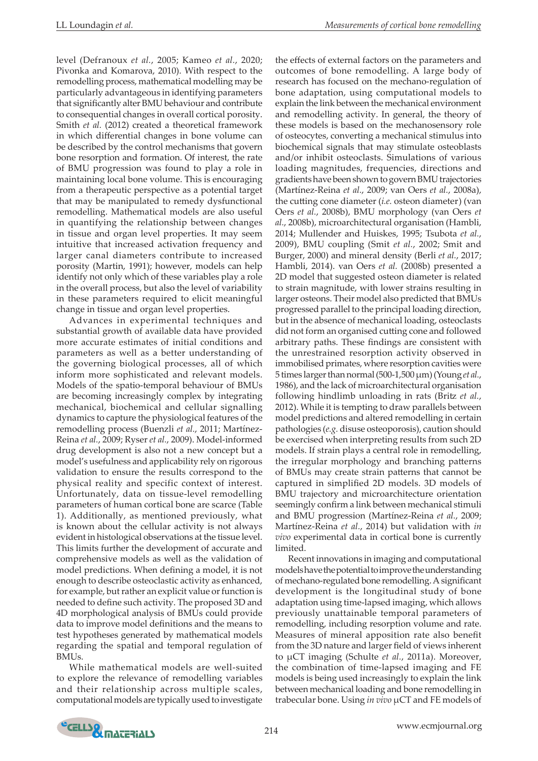level (Defranoux *et al.*, 2005; Kameo *et al.*, 2020; Pivonka and Komarova, 2010). With respect to the remodelling process, mathematical modelling may be particularly advantageous in identifying parameters that significantly alter BMU behaviour and contribute to consequential changes in overall cortical porosity. Smith *et al.* (2012) created a theoretical framework in which differential changes in bone volume can be described by the control mechanisms that govern bone resorption and formation. Of interest, the rate of BMU progression was found to play a role in maintaining local bone volume. This is encouraging from a therapeutic perspective as a potential target that may be manipulated to remedy dysfunctional remodelling. Mathematical models are also useful in quantifying the relationship between changes in tissue and organ level properties. It may seem intuitive that increased activation frequency and larger canal diameters contribute to increased porosity (Martin, 1991); however, models can help identify not only which of these variables play a role in the overall process, but also the level of variability in these parameters required to elicit meaningful change in tissue and organ level properties.

Advances in experimental techniques and substantial growth of available data have provided more accurate estimates of initial conditions and parameters as well as a better understanding of the governing biological processes, all of which inform more sophisticated and relevant models. Models of the spatio-temporal behaviour of BMUs are becoming increasingly complex by integrating mechanical, biochemical and cellular signalling dynamics to capture the physiological features of the remodelling process (Buenzli *et al.*, 2011; Martínez-Reina *et al.*, 2009; Ryser *et al.*, 2009). Model-informed drug development is also not a new concept but a model's usefulness and applicability rely on rigorous validation to ensure the results correspond to the physical reality and specific context of interest. Unfortunately, data on tissue-level remodelling parameters of human cortical bone are scarce (Table 1). Additionally, as mentioned previously, what is known about the cellular activity is not always evident in histological observations at the tissue level. This limits further the development of accurate and comprehensive models as well as the validation of model predictions. When defining a model, it is not enough to describe osteoclastic activity as enhanced, for example, but rather an explicit value or function is needed to define such activity. The proposed 3D and 4D morphological analysis of BMUs could provide data to improve model definitions and the means to test hypotheses generated by mathematical models regarding the spatial and temporal regulation of BMUs.

While mathematical models are well-suited to explore the relevance of remodelling variables and their relationship across multiple scales, computational models are typically used to investigate the effects of external factors on the parameters and outcomes of bone remodelling. A large body of research has focused on the mechano-regulation of bone adaptation, using computational models to explain the link between the mechanical environment and remodelling activity. In general, the theory of these models is based on the mechanosensory role of osteocytes, converting a mechanical stimulus into biochemical signals that may stimulate osteoblasts and/or inhibit osteoclasts. Simulations of various loading magnitudes, frequencies, directions and gradients have been shown to govern BMU trajectories (Martínez-Reina *et al.*, 2009; van Oers *et al.*, 2008a), the cutting cone diameter (*i.e.* osteon diameter) (van Oers *et al.*, 2008b), BMU morphology (van Oers *et al.*, 2008b), microarchitectural organisation (Hambli, 2014; Mullender and Huiskes, 1995; Tsubota *et al.*, 2009), BMU coupling (Smit *et al.*, 2002; Smit and Burger, 2000) and mineral density (Berli *et al.*, 2017; Hambli, 2014). van Oers *et al.* (2008b) presented a 2D model that suggested osteon diameter is related to strain magnitude, with lower strains resulting in larger osteons. Their model also predicted that BMUs progressed parallel to the principal loading direction, but in the absence of mechanical loading, osteoclasts did not form an organised cutting cone and followed arbitrary paths. These findings are consistent with the unrestrained resorption activity observed in immobilised primates, where resorption cavities were 5 times larger than normal (500-1,500 μm) (Young *et al.*, 1986), and the lack of microarchitectural organisation following hindlimb unloading in rats (Britz *et al.*, 2012). While it is tempting to draw parallels between model predictions and altered remodelling in certain pathologies (*e.g.* disuse osteoporosis), caution should be exercised when interpreting results from such 2D models. If strain plays a central role in remodelling, the irregular morphology and branching patterns of BMUs may create strain patterns that cannot be captured in simplified 2D models. 3D models of BMU trajectory and microarchitecture orientation seemingly confirm a link between mechanical stimuli and BMU progression (Martínez-Reina *et al.*, 2009; Martínez-Reina *et al.*, 2014) but validation with *in vivo* experimental data in cortical bone is currently limited.

Recent innovations in imaging and computational models have the potential to improve the understanding of mechano-regulated bone remodelling. A significant development is the longitudinal study of bone adaptation using time-lapsed imaging, which allows previously unattainable temporal parameters of remodelling, including resorption volume and rate. Measures of mineral apposition rate also benefit from the 3D nature and larger field of views inherent to μCT imaging (Schulte *et al.*, 2011a). Moreover, the combination of time-lapsed imaging and FE models is being used increasingly to explain the link between mechanical loading and bone remodelling in trabecular bone. Using *in vivo* μCT and FE models of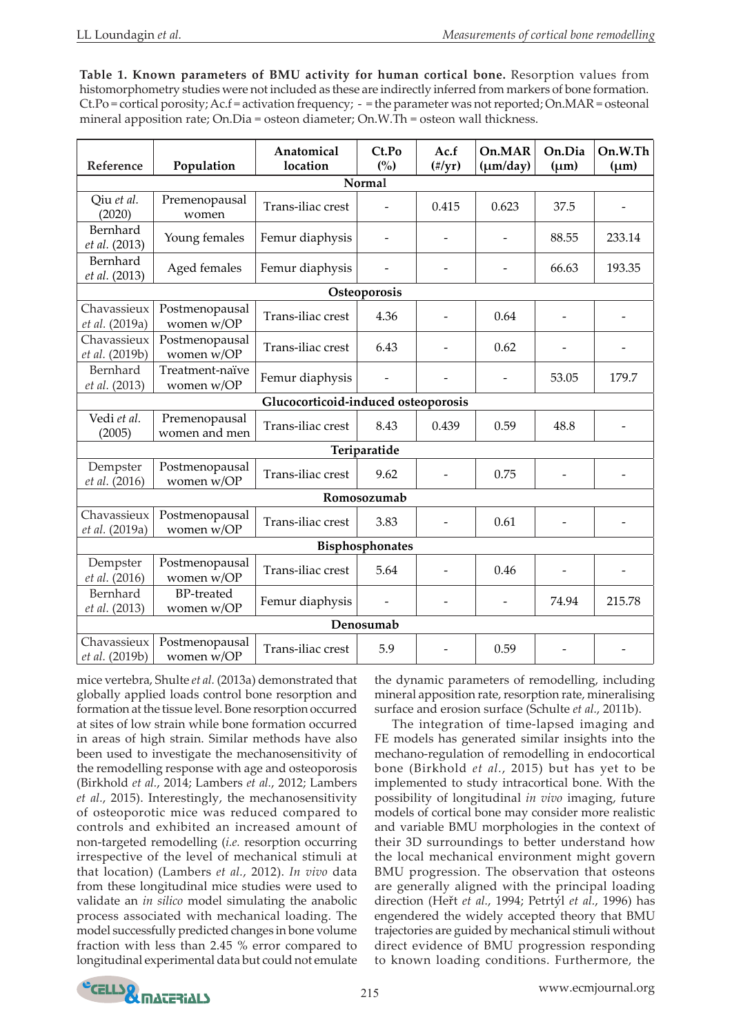**Table 1. Known parameters of BMU activity for human cortical bone.** Resorption values from histomorphometry studies were not included as these are indirectly inferred from markers of bone formation. Ct.Po = cortical porosity; Ac.f = activation frequency; - = the parameter was not reported; On.MAR = osteonal mineral apposition rate; On.Dia = osteon diameter; On.W.Th = osteon wall thickness.

| Reference | Population | Anatomical location | Ct.Po (%) | Ac.f (#/yr) | On.MAR (μm/day) | On.Dia (μm) | On.W.Th (μm) |
|---|---|---|---|---|---|---|---|
| **Normal** | | | | | | | |
| Qiu *et al.* (2020) | Premenopausal women | Trans-iliac crest | - | 0.415 | 0.623 | 37.5 | - |
| Bernhard *et al.* (2013) | Young females | Femur diaphysis | - | - | - | 88.55 | 233.14 |
| Bernhard *et al.* (2013) | Aged females | Femur diaphysis | - | - | - | 66.63 | 193.35 |
| **Osteoporosis** | | | | | | | |
| Chavassieux *et al.* (2019a) | Postmenopausal women w/OP | Trans-iliac crest | 4.36 | - | 0.64 | - | - |
| Chavassieux *et al.* (2019b) | Postmenopausal women w/OP | Trans-iliac crest | 6.43 | - | 0.62 | - | - |
| Bernhard *et al.* (2013) | Treatment-naïve women w/OP | Femur diaphysis | - | - | - | 53.05 | 179.7 |
| **Glucocorticoid-induced osteoporosis** | | | | | | | |
| Vedi *et al.* (2005) | Premenopausal women and men | Trans-iliac crest | 8.43 | 0.439 | 0.59 | 48.8 | - |
| **Teriparatide** | | | | | | | |
| Dempster *et al.* (2016) | Postmenopausal women w/OP | Trans-iliac crest | 9.62 | - | 0.75 | - | - |
| **Romosozumab** | | | | | | | |
| Chavassieux *et al.* (2019a) | Postmenopausal women w/OP | Trans-iliac crest | 3.83 | - | 0.61 | - | - |
| **Bisphosphonates** | | | | | | | |
| Dempster *et al.* (2016) | Postmenopausal women w/OP | Trans-iliac crest | 5.64 | - | 0.46 | - | - |
| Bernhard *et al.* (2013) | BP-treated women w/OP | Femur diaphysis | - | - | - | 74.94 | 215.78 |
| **Denosumab** | | | | | | | |
| Chavassieux *et al.* (2019b) | Postmenopausal women w/OP | Trans-iliac crest | 5.9 | - | 0.59 | - | - |

mice vertebra, Shulte *et al.* (2013a) demonstrated that globally applied loads control bone resorption and formation at the tissue level. Bone resorption occurred at sites of low strain while bone formation occurred in areas of high strain. Similar methods have also been used to investigate the mechanosensitivity of the remodelling response with age and osteoporosis (Birkhold *et al.*, 2014; Lambers *et al.*, 2012; Lambers *et al.*, 2015). Interestingly, the mechanosensitivity of osteoporotic mice was reduced compared to controls and exhibited an increased amount of non-targeted remodelling (*i.e.* resorption occurring irrespective of the level of mechanical stimuli at that location) (Lambers *et al.*, 2012). *In vivo* data from these longitudinal mice studies were used to validate an *in silico* model simulating the anabolic process associated with mechanical loading. The model successfully predicted changes in bone volume fraction with less than 2.45 % error compared to longitudinal experimental data but could not emulate the dynamic parameters of remodelling, including mineral apposition rate, resorption rate, mineralising surface and erosion surface (Schulte *et al.*, 2011b).

The integration of time-lapsed imaging and FE models has generated similar insights into the mechano-regulation of remodelling in endocortical bone (Birkhold *et al.*, 2015) but has yet to be implemented to study intracortical bone. With the possibility of longitudinal *in vivo* imaging, future models of cortical bone may consider more realistic and variable BMU morphologies in the context of their 3D surroundings to better understand how the local mechanical environment might govern BMU progression. The observation that osteons are generally aligned with the principal loading direction (Heřt *et al.*, 1994; Petrtýl *et al.*, 1996) has engendered the widely accepted theory that BMU trajectories are guided by mechanical stimuli without direct evidence of BMU progression responding to known loading conditions. Furthermore, the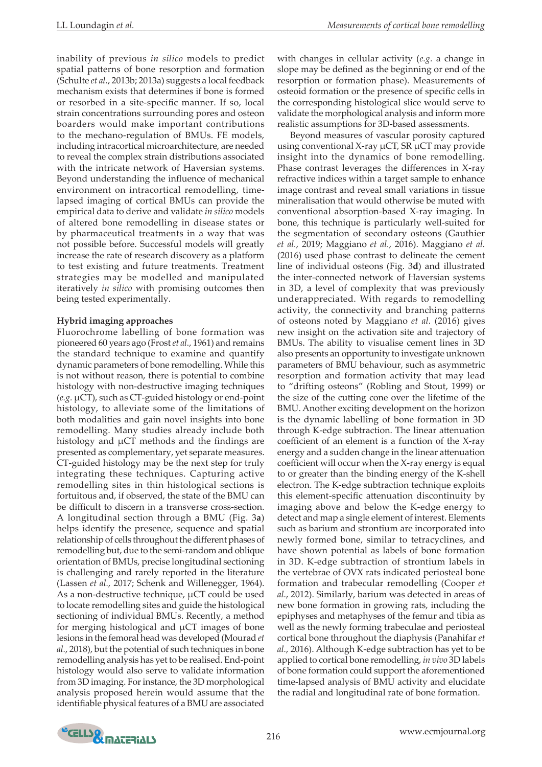inability of previous *in silico* models to predict spatial patterns of bone resorption and formation (Schulte *et al.*, 2013b; 2013a) suggests a local feedback mechanism exists that determines if bone is formed or resorbed in a site-specific manner. If so, local strain concentrations surrounding pores and osteon boarders would make important contributions to the mechano-regulation of BMUs. FE models, including intracortical microarchitecture, are needed to reveal the complex strain distributions associated with the intricate network of Haversian systems. Beyond understanding the influence of mechanical environment on intracortical remodelling, time-lapsed imaging of cortical BMUs can provide the empirical data to derive and validate *in silico* models of altered bone remodelling in disease states or by pharmaceutical treatments in a way that was not possible before. Successful models will greatly increase the rate of research discovery as a platform to test existing and future treatments. Treatment strategies may be modelled and manipulated iteratively *in silico* with promising outcomes then being tested experimentally.

**Hybrid imaging approaches**

Fluorochrome labelling of bone formation was pioneered 60 years ago (Frost *et al.*, 1961) and remains the standard technique to examine and quantify dynamic parameters of bone remodelling. While this is not without reason, there is potential to combine histology with non-destructive imaging techniques (*e.g.* μCT), such as CT-guided histology or end-point histology, to alleviate some of the limitations of both modalities and gain novel insights into bone remodelling. Many studies already include both histology and μCT methods and the findings are presented as complementary, yet separate measures. CT-guided histology may be the next step for truly integrating these techniques. Capturing active remodelling sites in thin histological sections is fortuitous and, if observed, the state of the BMU can be difficult to discern in a transverse cross-section. A longitudinal section through a BMU (Fig. 3**a**) helps identify the presence, sequence and spatial relationship of cells throughout the different phases of remodelling but, due to the semi-random and oblique orientation of BMUs, precise longitudinal sectioning is challenging and rarely reported in the literature (Lassen *et al.*, 2017; Schenk and Willenegger, 1964). As a non-destructive technique, μCT could be used to locate remodelling sites and guide the histological sectioning of individual BMUs. Recently, a method for merging histological and μCT images of bone lesions in the femoral head was developed (Mourad *et al.*, 2018), but the potential of such techniques in bone remodelling analysis has yet to be realised. End-point histology would also serve to validate information from 3D imaging. For instance, the 3D morphological analysis proposed herein would assume that the identifiable physical features of a BMU are associated with changes in cellular activity (*e.g.* a change in slope may be defined as the beginning or end of the resorption or formation phase). Measurements of osteoid formation or the presence of specific cells in the corresponding histological slice would serve to validate the morphological analysis and inform more realistic assumptions for 3D-based assessments.

Beyond measures of vascular porosity captured using conventional X-ray μCT, SR μCT may provide insight into the dynamics of bone remodelling. Phase contrast leverages the differences in X-ray refractive indices within a target sample to enhance image contrast and reveal small variations in tissue mineralisation that would otherwise be muted with conventional absorption-based X-ray imaging. In bone, this technique is particularly well-suited for the segmentation of secondary osteons (Gauthier *et al.*, 2019; Maggiano *et al.*, 2016). Maggiano *et al.* (2016) used phase contrast to delineate the cement line of individual osteons (Fig. 3**d**) and illustrated the inter-connected network of Haversian systems in 3D, a level of complexity that was previously underappreciated. With regards to remodelling activity, the connectivity and branching patterns of osteons noted by Maggiano *et al.* (2016) gives new insight on the activation site and trajectory of BMUs. The ability to visualise cement lines in 3D also presents an opportunity to investigate unknown parameters of BMU behaviour, such as asymmetric resorption and formation activity that may lead to "drifting osteons" (Robling and Stout, 1999) or the size of the cutting cone over the lifetime of the BMU. Another exciting development on the horizon is the dynamic labelling of bone formation in 3D through K-edge subtraction. The linear attenuation coefficient of an element is a function of the X-ray energy and a sudden change in the linear attenuation coefficient will occur when the X-ray energy is equal to or greater than the binding energy of the K-shell electron. The K-edge subtraction technique exploits this element-specific attenuation discontinuity by imaging above and below the K-edge energy to detect and map a single element of interest. Elements such as barium and strontium are incorporated into newly formed bone, similar to tetracyclines, and have shown potential as labels of bone formation in 3D. K-edge subtraction of strontium labels in the vertebrae of OVX rats indicated periosteal bone formation and trabecular remodelling (Cooper *et al.*, 2012). Similarly, barium was detected in areas of new bone formation in growing rats, including the epiphyses and metaphyses of the femur and tibia as well as the newly forming trabeculae and periosteal cortical bone throughout the diaphysis (Panahifar *et al.*, 2016). Although K-edge subtraction has yet to be applied to cortical bone remodelling, *in vivo* 3D labels of bone formation could support the aforementioned time-lapsed analysis of BMU activity and elucidate the radial and longitudinal rate of bone formation.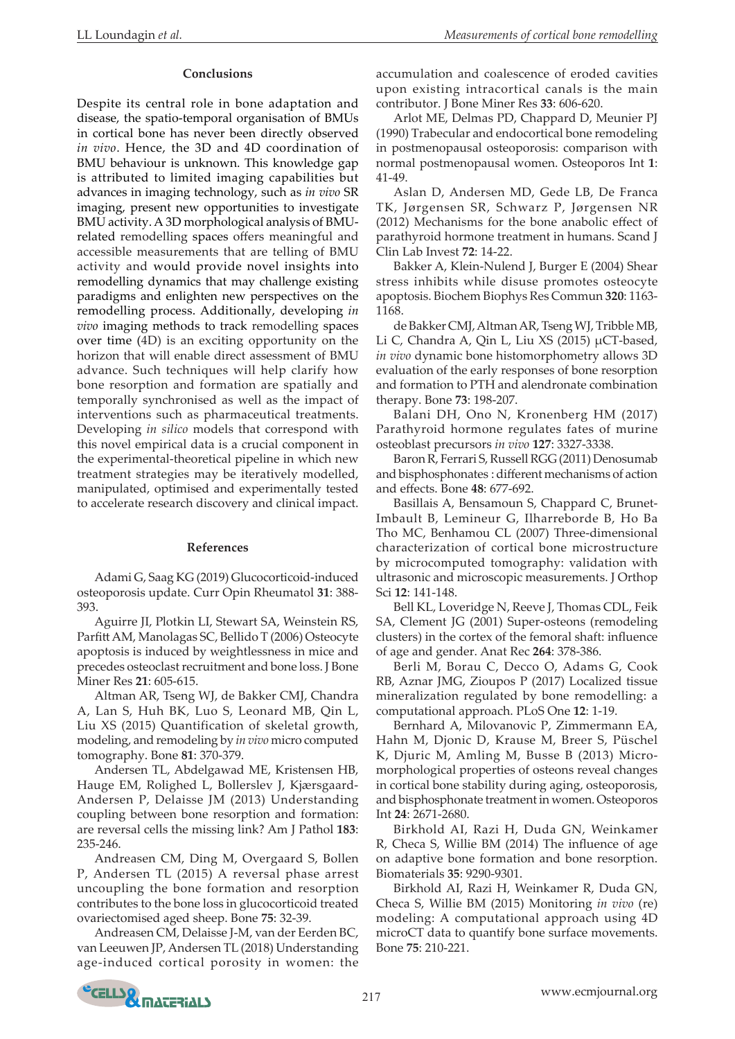## Conclusions

Despite its central role in bone adaptation and disease, the spatio-temporal organisation of BMUs in cortical bone has never been directly observed *in vivo*. Hence, the 3D and 4D coordination of BMU behaviour is unknown. This knowledge gap is attributed to limited imaging capabilities but advances in imaging technology, such as *in vivo* SR imaging, present new opportunities to investigate BMU activity. A 3D morphological analysis of BMU-related remodelling spaces offers meaningful and accessible measurements that are telling of BMU activity and would provide novel insights into remodelling dynamics that may challenge existing paradigms and enlighten new perspectives on the remodelling process. Additionally, developing *in vivo* imaging methods to track remodelling spaces over time (4D) is an exciting opportunity on the horizon that will enable direct assessment of BMU advance. Such techniques will help clarify how bone resorption and formation are spatially and temporally synchronised as well as the impact of interventions such as pharmaceutical treatments. Developing *in silico* models that correspond with this novel empirical data is a crucial component in the experimental-theoretical pipeline in which new treatment strategies may be iteratively modelled, manipulated, optimised and experimentally tested to accelerate research discovery and clinical impact.

## References

Adami G, Saag KG (2019) Glucocorticoid-induced osteoporosis update. Curr Opin Rheumatol **31**: 388-393.

Aguirre JI, Plotkin LI, Stewart SA, Weinstein RS, Parfitt AM, Manolagas SC, Bellido T (2006) Osteocyte apoptosis is induced by weightlessness in mice and precedes osteoclast recruitment and bone loss. J Bone Miner Res **21**: 605-615.

Altman AR, Tseng WJ, de Bakker CMJ, Chandra A, Lan S, Huh BK, Luo S, Leonard MB, Qin L, Liu XS (2015) Quantification of skeletal growth, modeling, and remodeling by *in vivo* micro computed tomography. Bone **81**: 370-379.

Andersen TL, Abdelgawad ME, Kristensen HB, Hauge EM, Rolighed L, Bollerslev J, Kjærsgaard-Andersen P, Delaisse JM (2013) Understanding coupling between bone resorption and formation: are reversal cells the missing link? Am J Pathol **183**: 235-246.

Andreasen CM, Ding M, Overgaard S, Bollen P, Andersen TL (2015) A reversal phase arrest uncoupling the bone formation and resorption contributes to the bone loss in glucocorticoid treated ovariectomised aged sheep. Bone **75**: 32-39.

Andreasen CM, Delaisse J-M, van der Eerden BC, van Leeuwen JP, Andersen TL (2018) Understanding age-induced cortical porosity in women: the accumulation and coalescence of eroded cavities upon existing intracortical canals is the main contributor. J Bone Miner Res **33**: 606-620.

Arlot ME, Delmas PD, Chappard D, Meunier PJ (1990) Trabecular and endocortical bone remodeling in postmenopausal osteoporosis: comparison with normal postmenopausal women. Osteoporos Int **1**: 41-49.

Aslan D, Andersen MD, Gede LB, De Franca TK, Jørgensen SR, Schwarz P, Jørgensen NR (2012) Mechanisms for the bone anabolic effect of parathyroid hormone treatment in humans. Scand J Clin Lab Invest **72**: 14-22.

Bakker A, Klein-Nulend J, Burger E (2004) Shear stress inhibits while disuse promotes osteocyte apoptosis. Biochem Biophys Res Commun **320**: 1163-1168.

de Bakker CMJ, Altman AR, Tseng WJ, Tribble MB, Li C, Chandra A, Qin L, Liu XS (2015) μCT-based, *in vivo* dynamic bone histomorphometry allows 3D evaluation of the early responses of bone resorption and formation to PTH and alendronate combination therapy. Bone **73**: 198-207.

Balani DH, Ono N, Kronenberg HM (2017) Parathyroid hormone regulates fates of murine osteoblast precursors *in vivo* **127**: 3327-3338.

Baron R, Ferrari S, Russell RGG (2011) Denosumab and bisphosphonates : different mechanisms of action and effects. Bone **48**: 677-692.

Basillais A, Bensamoun S, Chappard C, Brunet-Imbault B, Lemineur G, Ilharreborde B, Ho Ba Tho MC, Benhamou CL (2007) Three-dimensional characterization of cortical bone microstructure by microcomputed tomography: validation with ultrasonic and microscopic measurements. J Orthop Sci **12**: 141-148.

Bell KL, Loveridge N, Reeve J, Thomas CDL, Feik SA, Clement JG (2001) Super-osteons (remodeling clusters) in the cortex of the femoral shaft: influence of age and gender. Anat Rec **264**: 378-386.

Berli M, Borau C, Decco O, Adams G, Cook RB, Aznar JMG, Zioupos P (2017) Localized tissue mineralization regulated by bone remodelling: a computational approach. PLoS One **12**: 1-19.

Bernhard A, Milovanovic P, Zimmermann EA, Hahn M, Djonic D, Krause M, Breer S, Püschel K, Djuric M, Amling M, Busse B (2013) Micro-morphological properties of osteons reveal changes in cortical bone stability during aging, osteoporosis, and bisphosphonate treatment in women. Osteoporos Int **24**: 2671-2680.

Birkhold AI, Razi H, Duda GN, Weinkamer R, Checa S, Willie BM (2014) The influence of age on adaptive bone formation and bone resorption. Biomaterials **35**: 9290-9301.

Birkhold AI, Razi H, Weinkamer R, Duda GN, Checa S, Willie BM (2015) Monitoring *in vivo* (re) modeling: A computational approach using 4D microCT data to quantify bone surface movements. Bone **75**: 210-221.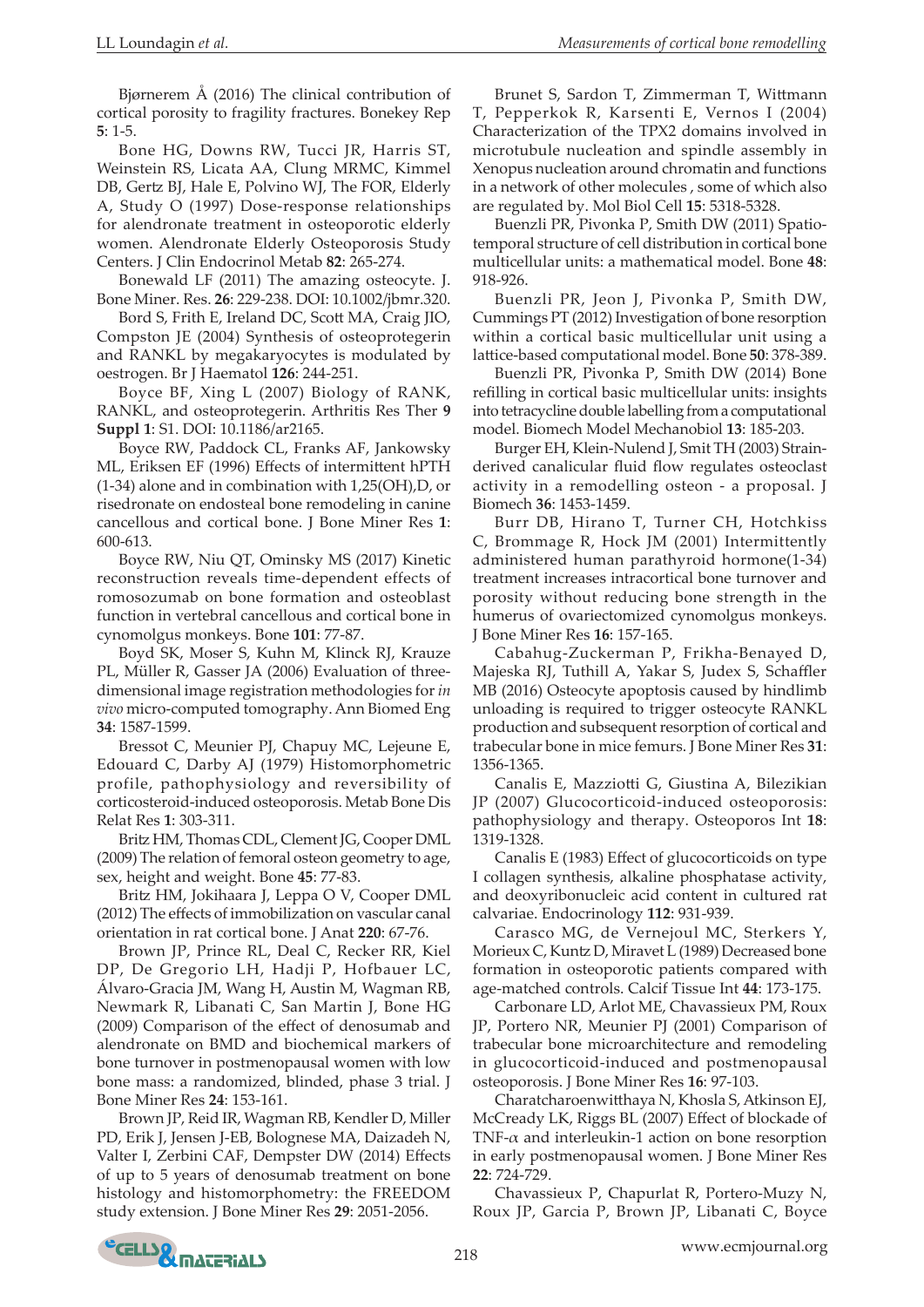Bjørnerem Å (2016) The clinical contribution of cortical porosity to fragility fractures. Bonekey Rep **5**: 1-5.

Bone HG, Downs RW, Tucci JR, Harris ST, Weinstein RS, Licata AA, Clung MRMC, Kimmel DB, Gertz BJ, Hale E, Polvino WJ, The FOR, Elderly A, Study O (1997) Dose-response relationships for alendronate treatment in osteoporotic elderly women. Alendronate Elderly Osteoporosis Study Centers. J Clin Endocrinol Metab **82**: 265-274.

Bonewald LF (2011) The amazing osteocyte. J. Bone Miner. Res. **26**: 229-238. DOI: 10.1002/jbmr.320.

Bord S, Frith E, Ireland DC, Scott MA, Craig JIO, Compston JE (2004) Synthesis of osteoprotegerin and RANKL by megakaryocytes is modulated by oestrogen. Br J Haematol **126**: 244-251.

Boyce BF, Xing L (2007) Biology of RANK, RANKL, and osteoprotegerin. Arthritis Res Ther **9 Suppl 1**: S1. DOI: 10.1186/ar2165.

Boyce RW, Paddock CL, Franks AF, Jankowsky ML, Eriksen EF (1996) Effects of intermittent hPTH (1-34) alone and in combination with 1,25(OH),D, or risedronate on endosteal bone remodeling in canine cancellous and cortical bone. J Bone Miner Res **1**: 600-613.

Boyce RW, Niu QT, Ominsky MS (2017) Kinetic reconstruction reveals time-dependent effects of romosozumab on bone formation and osteoblast function in vertebral cancellous and cortical bone in cynomolgus monkeys. Bone **101**: 77-87.

Boyd SK, Moser S, Kuhn M, Klinck RJ, Krauze PL, Müller R, Gasser JA (2006) Evaluation of three-dimensional image registration methodologies for *in vivo* micro-computed tomography. Ann Biomed Eng **34**: 1587-1599.

Bressot C, Meunier PJ, Chapuy MC, Lejeune E, Edouard C, Darby AJ (1979) Histomorphometric profile, pathophysiology and reversibility of corticosteroid-induced osteoporosis. Metab Bone Dis Relat Res **1**: 303-311.

Britz HM, Thomas CDL, Clement JG, Cooper DML (2009) The relation of femoral osteon geometry to age, sex, height and weight. Bone **45**: 77-83.

Britz HM, Jokihaara J, Leppa O V, Cooper DML (2012) The effects of immobilization on vascular canal orientation in rat cortical bone. J Anat **220**: 67-76.

Brown JP, Prince RL, Deal C, Recker RR, Kiel DP, De Gregorio LH, Hadji P, Hofbauer LC, Álvaro-Gracia JM, Wang H, Austin M, Wagman RB, Newmark R, Libanati C, San Martin J, Bone HG (2009) Comparison of the effect of denosumab and alendronate on BMD and biochemical markers of bone turnover in postmenopausal women with low bone mass: a randomized, blinded, phase 3 trial. J Bone Miner Res **24**: 153-161.

Brown JP, Reid IR, Wagman RB, Kendler D, Miller PD, Erik J, Jensen J-EB, Bolognese MA, Daizadeh N, Valter I, Zerbini CAF, Dempster DW (2014) Effects of up to 5 years of denosumab treatment on bone histology and histomorphometry: the FREEDOM study extension. J Bone Miner Res **29**: 2051-2056.

Brunet S, Sardon T, Zimmerman T, Wittmann T, Pepperkok R, Karsenti E, Vernos I (2004) Characterization of the TPX2 domains involved in microtubule nucleation and spindle assembly in Xenopus nucleation around chromatin and functions in a network of other molecules , some of which also are regulated by. Mol Biol Cell **15**: 5318-5328.

Buenzli PR, Pivonka P, Smith DW (2011) Spatio-temporal structure of cell distribution in cortical bone multicellular units: a mathematical model. Bone **48**: 918-926.

Buenzli PR, Jeon J, Pivonka P, Smith DW, Cummings PT (2012) Investigation of bone resorption within a cortical basic multicellular unit using a lattice-based computational model. Bone **50**: 378-389.

Buenzli PR, Pivonka P, Smith DW (2014) Bone refilling in cortical basic multicellular units: insights into tetracycline double labelling from a computational model. Biomech Model Mechanobiol **13**: 185-203.

Burger EH, Klein-Nulend J, Smit TH (2003) Strain-derived canalicular fluid flow regulates osteoclast activity in a remodelling osteon - a proposal. J Biomech **36**: 1453-1459.

Burr DB, Hirano T, Turner CH, Hotchkiss C, Brommage R, Hock JM (2001) Intermittently administered human parathyroid hormone(1-34) treatment increases intracortical bone turnover and porosity without reducing bone strength in the humerus of ovariectomized cynomolgus monkeys. J Bone Miner Res **16**: 157-165.

Cabahug-Zuckerman P, Frikha-Benayed D, Majeska RJ, Tuthill A, Yakar S, Judex S, Schaffler MB (2016) Osteocyte apoptosis caused by hindlimb unloading is required to trigger osteocyte RANKL production and subsequent resorption of cortical and trabecular bone in mice femurs. J Bone Miner Res **31**: 1356-1365.

Canalis E, Mazziotti G, Giustina A, Bilezikian JP (2007) Glucocorticoid-induced osteoporosis: pathophysiology and therapy. Osteoporos Int **18**: 1319-1328.

Canalis E (1983) Effect of glucocorticoids on type I collagen synthesis, alkaline phosphatase activity, and deoxyribonucleic acid content in cultured rat calvariae. Endocrinology **112**: 931-939.

Carasco MG, de Vernejoul MC, Sterkers Y, Morieux C, Kuntz D, Miravet L (1989) Decreased bone formation in osteoporotic patients compared with age-matched controls. Calcif Tissue Int **44**: 173-175.

Carbonare LD, Arlot ME, Chavassieux PM, Roux JP, Portero NR, Meunier PJ (2001) Comparison of trabecular bone microarchitecture and remodeling in glucocorticoid-induced and postmenopausal osteoporosis. J Bone Miner Res **16**: 97-103.

Charatcharoenwitthaya N, Khosla S, Atkinson EJ, McCready LK, Riggs BL (2007) Effect of blockade of TNF-$\alpha$ and interleukin-1 action on bone resorption in early postmenopausal women. J Bone Miner Res **22**: 724-729.

Chavassieux P, Chapurlat R, Portero-Muzy N, Roux JP, Garcia P, Brown JP, Libanati C, Boyce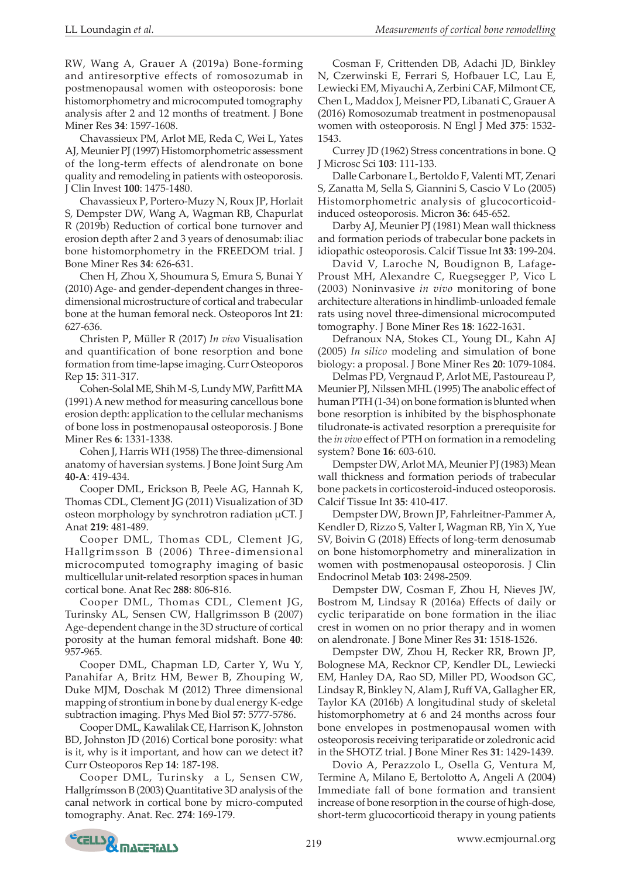RW, Wang A, Grauer A (2019a) Bone-forming and antiresorptive effects of romosozumab in postmenopausal women with osteoporosis: bone histomorphometry and microcomputed tomography analysis after 2 and 12 months of treatment. J Bone Miner Res **34**: 1597-1608.

Chavassieux PM, Arlot ME, Reda C, Wei L, Yates AJ, Meunier PJ (1997) Histomorphometric assessment of the long-term effects of alendronate on bone quality and remodeling in patients with osteoporosis. J Clin Invest **100**: 1475-1480.

Chavassieux P, Portero-Muzy N, Roux JP, Horlait S, Dempster DW, Wang A, Wagman RB, Chapurlat R (2019b) Reduction of cortical bone turnover and erosion depth after 2 and 3 years of denosumab: iliac bone histomorphometry in the FREEDOM trial. J Bone Miner Res **34**: 626-631.

Chen H, Zhou X, Shoumura S, Emura S, Bunai Y (2010) Age- and gender-dependent changes in three-dimensional microstructure of cortical and trabecular bone at the human femoral neck. Osteoporos Int **21**: 627-636.

Christen P, Müller R (2017) *In vivo* Visualisation and quantification of bone resorption and bone formation from time-lapse imaging. Curr Osteoporos Rep **15**: 311-317.

Cohen-Solal ME, Shih M -S, Lundy MW, Parfitt MA (1991) A new method for measuring cancellous bone erosion depth: application to the cellular mechanisms of bone loss in postmenopausal osteoporosis. J Bone Miner Res **6**: 1331-1338.

Cohen J, Harris WH (1958) The three-dimensional anatomy of haversian systems. J Bone Joint Surg Am **40-A**: 419-434.

Cooper DML, Erickson B, Peele AG, Hannah K, Thomas CDL, Clement JG (2011) Visualization of 3D osteon morphology by synchrotron radiation μCT. J Anat **219**: 481-489.

Cooper DML, Thomas CDL, Clement JG, Hallgrimsson B (2006) Three-dimensional microcomputed tomography imaging of basic multicellular unit-related resorption spaces in human cortical bone. Anat Rec **288**: 806-816.

Cooper DML, Thomas CDL, Clement JG, Turinsky AL, Sensen CW, Hallgrimsson B (2007) Age-dependent change in the 3D structure of cortical porosity at the human femoral midshaft. Bone **40**: 957-965.

Cooper DML, Chapman LD, Carter Y, Wu Y, Panahifar A, Britz HM, Bewer B, Zhouping W, Duke MJM, Doschak M (2012) Three dimensional mapping of strontium in bone by dual energy K-edge subtraction imaging. Phys Med Biol **57**: 5777-5786.

Cooper DML, Kawalilak CE, Harrison K, Johnston BD, Johnston JD (2016) Cortical bone porosity: what is it, why is it important, and how can we detect it? Curr Osteoporos Rep **14**: 187-198.

Cooper DML, Turinsky a L, Sensen CW, Hallgrímsson B (2003) Quantitative 3D analysis of the canal network in cortical bone by micro-computed tomography. Anat. Rec. **274**: 169-179.

Cosman F, Crittenden DB, Adachi JD, Binkley N, Czerwinski E, Ferrari S, Hofbauer LC, Lau E, Lewiecki EM, Miyauchi A, Zerbini CAF, Milmont CE, Chen L, Maddox J, Meisner PD, Libanati C, Grauer A (2016) Romosozumab treatment in postmenopausal women with osteoporosis. N Engl J Med **375**: 1532-1543.

Currey JD (1962) Stress concentrations in bone. Q J Microsc Sci **103**: 111-133.

Dalle Carbonare L, Bertoldo F, Valenti MT, Zenari S, Zanatta M, Sella S, Giannini S, Cascio V Lo (2005) Histomorphometric analysis of glucocorticoid-induced osteoporosis. Micron **36**: 645-652.

Darby AJ, Meunier PJ (1981) Mean wall thickness and formation periods of trabecular bone packets in idiopathic osteoporosis. Calcif Tissue Int **33**: 199-204.

David V, Laroche N, Boudignon B, Lafage-Proust MH, Alexandre C, Ruegsegger P, Vico L (2003) Noninvasive *in vivo* monitoring of bone architecture alterations in hindlimb-unloaded female rats using novel three-dimensional microcomputed tomography. J Bone Miner Res **18**: 1622-1631.

Defranoux NA, Stokes CL, Young DL, Kahn AJ (2005) *In silico* modeling and simulation of bone biology: a proposal. J Bone Miner Res **20**: 1079-1084.

Delmas PD, Vergnaud P, Arlot ME, Pastoureau P, Meunier PJ, Nilssen MHL (1995) The anabolic effect of human PTH (1-34) on bone formation is blunted when bone resorption is inhibited by the bisphosphonate tiludronate-is activated resorption a prerequisite for the *in vivo* effect of PTH on formation in a remodeling system? Bone **16**: 603-610.

Dempster DW, Arlot MA, Meunier PJ (1983) Mean wall thickness and formation periods of trabecular bone packets in corticosteroid-induced osteoporosis. Calcif Tissue Int **35**: 410-417.

Dempster DW, Brown JP, Fahrleitner-Pammer A, Kendler D, Rizzo S, Valter I, Wagman RB, Yin X, Yue SV, Boivin G (2018) Effects of long-term denosumab on bone histomorphometry and mineralization in women with postmenopausal osteoporosis. J Clin Endocrinol Metab **103**: 2498-2509.

Dempster DW, Cosman F, Zhou H, Nieves JW, Bostrom M, Lindsay R (2016a) Effects of daily or cyclic teriparatide on bone formation in the iliac crest in women on no prior therapy and in women on alendronate. J Bone Miner Res **31**: 1518-1526.

Dempster DW, Zhou H, Recker RR, Brown JP, Bolognese MA, Recknor CP, Kendler DL, Lewiecki EM, Hanley DA, Rao SD, Miller PD, Woodson GC, Lindsay R, Binkley N, Alam J, Ruff VA, Gallagher ER, Taylor KA (2016b) A longitudinal study of skeletal histomorphometry at 6 and 24 months across four bone envelopes in postmenopausal women with osteoporosis receiving teriparatide or zoledronic acid in the SHOTZ trial. J Bone Miner Res **31**: 1429-1439.

Dovio A, Perazzolo L, Osella G, Ventura M, Termine A, Milano E, Bertolotto A, Angeli A (2004) Immediate fall of bone formation and transient increase of bone resorption in the course of high-dose, short-term glucocorticoid therapy in young patients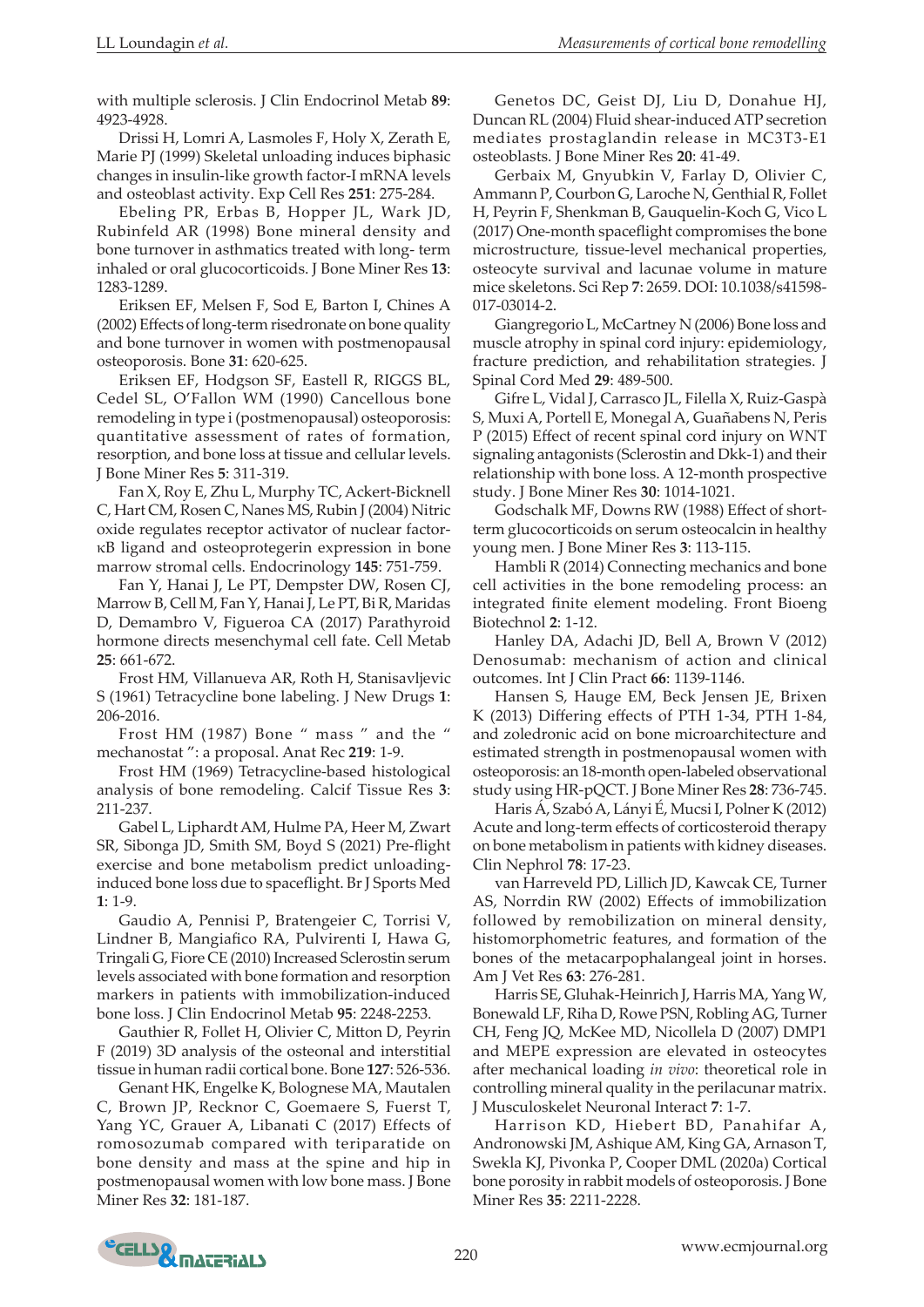with multiple sclerosis. J Clin Endocrinol Metab **89**: 4923-4928.

Drissi H, Lomri A, Lasmoles F, Holy X, Zerath E, Marie PJ (1999) Skeletal unloading induces biphasic changes in insulin-like growth factor-I mRNA levels and osteoblast activity. Exp Cell Res **251**: 275-284.

Ebeling PR, Erbas B, Hopper JL, Wark JD, Rubinfeld AR (1998) Bone mineral density and bone turnover in asthmatics treated with long- term inhaled or oral glucocorticoids. J Bone Miner Res **13**: 1283-1289.

Eriksen EF, Melsen F, Sod E, Barton I, Chines A (2002) Effects of long-term risedronate on bone quality and bone turnover in women with postmenopausal osteoporosis. Bone **31**: 620-625.

Eriksen EF, Hodgson SF, Eastell R, RIGGS BL, Cedel SL, O'Fallon WM (1990) Cancellous bone remodeling in type i (postmenopausal) osteoporosis: quantitative assessment of rates of formation, resorption, and bone loss at tissue and cellular levels. J Bone Miner Res **5**: 311-319.

Fan X, Roy E, Zhu L, Murphy TC, Ackert-Bicknell C, Hart CM, Rosen C, Nanes MS, Rubin J (2004) Nitric oxide regulates receptor activator of nuclear factor-κB ligand and osteoprotegerin expression in bone marrow stromal cells. Endocrinology **145**: 751-759.

Fan Y, Hanai J, Le PT, Dempster DW, Rosen CJ, Marrow B, Cell M, Fan Y, Hanai J, Le PT, Bi R, Maridas D, Demambro V, Figueroa CA (2017) Parathyroid hormone directs mesenchymal cell fate. Cell Metab **25**: 661-672.

Frost HM, Villanueva AR, Roth H, Stanisavljevic S (1961) Tetracycline bone labeling. J New Drugs **1**: 206-2016.

Frost HM (1987) Bone " mass " and the " mechanostat ": a proposal. Anat Rec **219**: 1-9.

Frost HM (1969) Tetracycline-based histological analysis of bone remodeling. Calcif Tissue Res **3**: 211-237.

Gabel L, Liphardt AM, Hulme PA, Heer M, Zwart SR, Sibonga JD, Smith SM, Boyd S (2021) Pre-flight exercise and bone metabolism predict unloading-induced bone loss due to spaceflight. Br J Sports Med **1**: 1-9.

Gaudio A, Pennisi P, Bratengeier C, Torrisi V, Lindner B, Mangiafico RA, Pulvirenti I, Hawa G, Tringali G, Fiore CE (2010) Increased Sclerostin serum levels associated with bone formation and resorption markers in patients with immobilization-induced bone loss. J Clin Endocrinol Metab **95**: 2248-2253.

Gauthier R, Follet H, Olivier C, Mitton D, Peyrin F (2019) 3D analysis of the osteonal and interstitial tissue in human radii cortical bone. Bone **127**: 526-536.

Genant HK, Engelke K, Bolognese MA, Mautalen C, Brown JP, Recknor C, Goemaere S, Fuerst T, Yang YC, Grauer A, Libanati C (2017) Effects of romosozumab compared with teriparatide on bone density and mass at the spine and hip in postmenopausal women with low bone mass. J Bone Miner Res **32**: 181-187.

Genetos DC, Geist DJ, Liu D, Donahue HJ, Duncan RL (2004) Fluid shear-induced ATP secretion mediates prostaglandin release in MC3T3-E1 osteoblasts. J Bone Miner Res **20**: 41-49.

Gerbaix M, Gnyubkin V, Farlay D, Olivier C, Ammann P, Courbon G, Laroche N, Genthial R, Follet H, Peyrin F, Shenkman B, Gauquelin-Koch G, Vico L (2017) One-month spaceflight compromises the bone microstructure, tissue-level mechanical properties, osteocyte survival and lacunae volume in mature mice skeletons. Sci Rep **7**: 2659. DOI: 10.1038/s41598-017-03014-2.

Giangregorio L, McCartney N (2006) Bone loss and muscle atrophy in spinal cord injury: epidemiology, fracture prediction, and rehabilitation strategies. J Spinal Cord Med **29**: 489-500.

Gifre L, Vidal J, Carrasco JL, Filella X, Ruiz-Gaspà S, Muxi A, Portell E, Monegal A, Guañabens N, Peris P (2015) Effect of recent spinal cord injury on WNT signaling antagonists (Sclerostin and Dkk-1) and their relationship with bone loss. A 12-month prospective study. J Bone Miner Res **30**: 1014-1021.

Godschalk MF, Downs RW (1988) Effect of short-term glucocorticoids on serum osteocalcin in healthy young men. J Bone Miner Res **3**: 113-115.

Hambli R (2014) Connecting mechanics and bone cell activities in the bone remodeling process: an integrated finite element modeling. Front Bioeng Biotechnol **2**: 1-12.

Hanley DA, Adachi JD, Bell A, Brown V (2012) Denosumab: mechanism of action and clinical outcomes. Int J Clin Pract **66**: 1139-1146.

Hansen S, Hauge EM, Beck Jensen JE, Brixen K (2013) Differing effects of PTH 1-34, PTH 1-84, and zoledronic acid on bone microarchitecture and estimated strength in postmenopausal women with osteoporosis: an 18-month open-labeled observational study using HR-pQCT. J Bone Miner Res **28**: 736-745.

Haris Á, Szabó A, Lányi É, Mucsi I, Polner K (2012) Acute and long-term effects of corticosteroid therapy on bone metabolism in patients with kidney diseases. Clin Nephrol **78**: 17-23.

van Harreveld PD, Lillich JD, Kawcak CE, Turner AS, Norrdin RW (2002) Effects of immobilization followed by remobilization on mineral density, histomorphometric features, and formation of the bones of the metacarpophalangeal joint in horses. Am J Vet Res **63**: 276-281.

Harris SE, Gluhak-Heinrich J, Harris MA, Yang W, Bonewald LF, Riha D, Rowe PSN, Robling AG, Turner CH, Feng JQ, McKee MD, Nicollela D (2007) DMP1 and MEPE expression are elevated in osteocytes after mechanical loading *in vivo*: theoretical role in controlling mineral quality in the perilacunar matrix. J Musculoskelet Neuronal Interact **7**: 1-7.

Harrison KD, Hiebert BD, Panahifar A, Andronowski JM, Ashique AM, King GA, Arnason T, Swekla KJ, Pivonka P, Cooper DML (2020a) Cortical bone porosity in rabbit models of osteoporosis. J Bone Miner Res **35**: 2211-2228.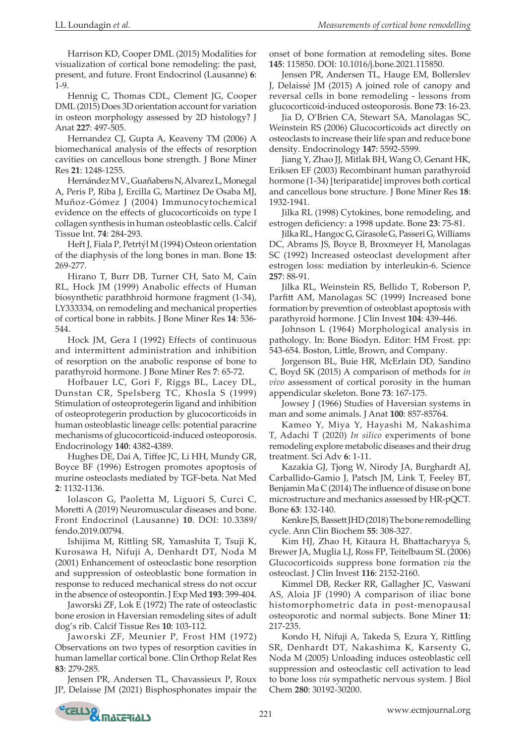Harrison KD, Cooper DML (2015) Modalities for visualization of cortical bone remodeling: the past, present, and future. Front Endocrinol (Lausanne) **6**: 1-9.

Hennig C, Thomas CDL, Clement JG, Cooper DML (2015) Does 3D orientation account for variation in osteon morphology assessed by 2D histology? J Anat **227**: 497-505.

Hernandez CJ, Gupta A, Keaveny TM (2006) A biomechanical analysis of the effects of resorption cavities on cancellous bone strength. J Bone Miner Res **21**: 1248-1255.

Hernández MV., Guañabens N, Alvarez L, Monegal A, Peris P, Riba J, Ercilla G, Martínez De Osaba MJ, Muñoz-Gómez J (2004) Immunocytochemical evidence on the effects of glucocorticoids on type I collagen synthesis in human osteoblastic cells. Calcif Tissue Int. **74**: 284-293.

Heřt J, Fiala P, Petrtýl M (1994) Osteon orientation of the diaphysis of the long bones in man. Bone **15**: 269-277.

Hirano T, Burr DB, Turner CH, Sato M, Cain RL, Hock JM (1999) Anabolic effects of Human biosynthetic parathhroid hormone fragment (1-34), LY333334, on remodeling and mechanical properties of cortical bone in rabbits. J Bone Miner Res **14**: 536-544.

Hock JM, Gera I (1992) Effects of continuous and intermittent and inhibition of resorption on the anabolic response of bone to parathyroid hormone. J Bone Miner Res **7**: 65-72.

Hofbauer LC, Gori F, Riggs BL, Lacey DL, Dunstan CR, Spelsberg TC, Khosla S (1999) Stimulation of osteoprotegerin ligand and inhibition of osteoprotegerin production by glucocorticoids in human osteoblastic lineage cells: potential paracrine mechanisms of glucocorticoid-induced osteoporosis. Endocrinology **140**: 4382-4389.

Hughes DE, Dai A, Tiffee JC, Li HH, Mundy GR, Boyce BF (1996) Estrogen promotes apoptosis of murine osteoclasts mediated by TGF-beta. Nat Med **2**: 1132-1136.

Iolascon G, Paoletta M, Liguori S, Curci C, Moretti A (2019) Neuromuscular diseases and bone. Front Endocrinol (Lausanne) **10**. DOI: 10.3389/fendo.2019.00794.

Ishijima M, Rittling SR, Yamashita T, Tsuji K, Kurosawa H, Nifuji A, Denhardt DT, Noda M (2001) Enhancement of osteoclastic bone resorption and suppression of osteoblastic bone formation in response to reduced mechanical stress do not occur in the absence of osteopontin. J Exp Med **193**: 399-404.

Jaworski ZF, Lok E (1972) The rate of osteoclastic bone erosion in Haversian remodeling sites of adult dog's rib. Calcif Tissue Res **10**: 103-112.

Jaworski ZF, Meunier P, Frost HM (1972) Observations on two types of resorption cavities in human lamellar cortical bone. Clin Orthop Relat Res **83**: 279-285.

Jensen PR, Andersen TL, Chavassieux P, Roux JP, Delaisse JM (2021) Bisphosphonates impair the onset of bone formation at remodeling sites. Bone **145**: 115850. DOI: 10.1016/j.bone.2021.115850.

Jensen PR, Andersen TL, Hauge EM, Bollerslev J, Delaissé JM (2015) A joined role of canopy and reversal cells in bone remodeling - lessons from glucocorticoid-induced osteoporosis. Bone **73**: 16-23.

Jia D, O'Brien CA, Stewart SA, Manolagas SC, Weinstein RS (2006) Glucocorticoids act directly on osteoclasts to increase their life span and reduce bone density. Endocrinology **147**: 5592-5599.

Jiang Y, Zhao JJ, Mitlak BH, Wang O, Genant HK, Eriksen EF (2003) Recombinant human parathyroid hormone (1-34) [teriparatide] improves both cortical and cancellous bone structure. J Bone Miner Res **18**: 1932-1941.

Jilka RL (1998) Cytokines, bone remodeling, and estrogen deficiency: a 1998 update. Bone **23**: 75-81.

Jilka RL, Hangoc G, Girasole G, Passeri G, Williams DC, Abrams JS, Boyce B, Broxmeyer H, Manolagas SC (1992) Increased osteoclast development after estrogen loss: mediation by interleukin-6. Science **257**: 88-91.

Jilka RL, Weinstein RS, Bellido T, Roberson P, Parfitt AM, Manolagas SC (1999) Increased bone formation by prevention of osteoblast apoptosis with parathyroid hormone. J Clin Invest **104**: 439-446.

Johnson L (1964) Morphological analysis in pathology. In: Bone Biodyn. Editor: HM Frost. pp: 543-654. Boston, Little, Brown, and Company.

Jorgenson BL, Buie HR, McErlain DD, Sandino C, Boyd SK (2015) A comparison of methods for *in vivo* assessment of cortical porosity in the human appendicular skeleton. Bone **73**: 167-175.

Jowsey J (1966) Studies of Haversian systems in man and some animals. J Anat **100**: 857-85764.

Kameo Y, Miya Y, Hayashi M, Nakashima T, Adachi T (2020) *In silico* experiments of bone remodeling explore metabolic diseases and their drug treatment. Sci Adv **6**: 1-11.

Kazakia GJ, Tjong W, Nirody JA, Burghardt AJ, Carballido-Gamio J, Patsch JM, Link T, Feeley BT, Benjamin Ma C (2014) The influence of disuse on bone microstructure and mechanics assessed by HR-pQCT. Bone **63**: 132-140.

Kenkre JS, Bassett JHD (2018) The bone remodelling cycle. Ann Clin Biochem **55**: 308-327.

Kim HJ, Zhao H, Kitaura H, Bhattacharyya S, Brewer JA, Muglia LJ, Ross FP, Teitelbaum SL (2006) Glucocorticoids suppress bone formation *via* the osteoclast. J Clin Invest **116**: 2152-2160.

Kimmel DB, Recker RR, Gallagher JC, Vaswani AS, Aloia JF (1990) A comparison of iliac bone histomorphometric data in post-menopausal osteoporotic and normal subjects. Bone Miner **11**: 217-235.

Kondo H, Nifuji A, Takeda S, Ezura Y, Rittling SR, Denhardt DT, Nakashima K, Karsenty G, Noda M (2005) Unloading induces osteoblastic cell suppression and osteoclastic cell activation to lead to bone loss *via* sympathetic nervous system. J Biol Chem **280**: 30192-30200.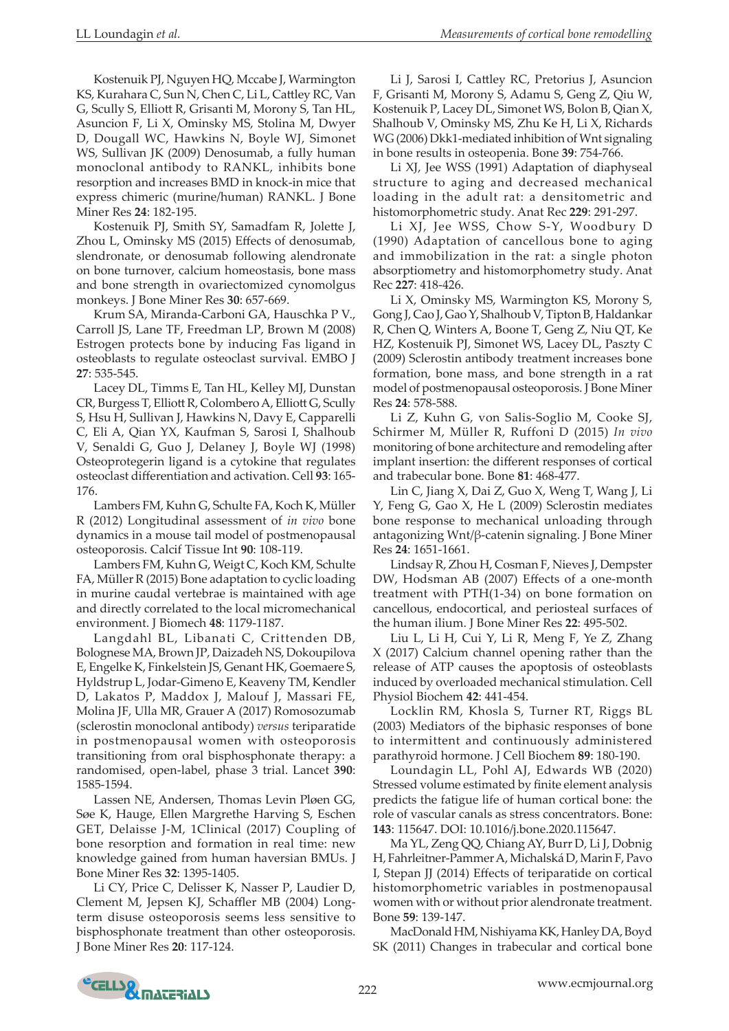Kostenuik PJ, Nguyen HQ, Mccabe J, Warmington KS, Kurahara C, Sun N, Chen C, Li L, Cattley RC, Van G, Scully S, Elliott R, Grisanti M, Morony S, Tan HL, Asuncion F, Li X, Ominsky MS, Stolina M, Dwyer D, Dougall WC, Hawkins N, Boyle WJ, Simonet WS, Sullivan JK (2009) Denosumab, a fully human monoclonal antibody to RANKL, inhibits bone resorption and increases BMD in knock-in mice that express chimeric (murine/human) RANKL. J Bone Miner Res **24**: 182-195.

Kostenuik PJ, Smith SY, Samadfam R, Jolette J, Zhou L, Ominsky MS (2015) Effects of denosumab, slendronate, or denosumab following alendronate on bone turnover, calcium homeostasis, bone mass and bone strength in ovariectomized cynomolgus monkeys. J Bone Miner Res **30**: 657-669.

Krum SA, Miranda-Carboni GA, Hauschka P V., Carroll JS, Lane TF, Freedman LP, Brown M (2008) Estrogen protects bone by inducing Fas ligand in osteoblasts to regulate osteoclast survival. EMBO J **27**: 535-545.

Lacey DL, Timms E, Tan HL, Kelley MJ, Dunstan CR, Burgess T, Elliott R, Colombero A, Elliott G, Scully S, Hsu H, Sullivan J, Hawkins N, Davy E, Capparelli C, Eli A, Qian YX, Kaufman S, Sarosi I, Shalhoub V, Senaldi G, Guo J, Delaney J, Boyle WJ (1998) Osteoprotegerin ligand is a cytokine that regulates osteoclast differentiation and activation. Cell **93**: 165-176.

Lambers FM, Kuhn G, Schulte FA, Koch K, Müller R (2012) Longitudinal assessment of *in vivo* bone dynamics in a mouse tail model of postmenopausal osteoporosis. Calcif Tissue Int **90**: 108-119.

Lambers FM, Kuhn G, Weigt C, Koch KM, Schulte FA, Müller R (2015) Bone adaptation to cyclic loading in murine caudal vertebrae is maintained with age and directly correlated to the local micromechanical environment. J Biomech **48**: 1179-1187.

Langdahl BL, Libanati C, Crittenden DB, Bolognese MA, Brown JP, Daizadeh NS, Dokoupilova E, Engelke K, Finkelstein JS, Genant HK, Goemaere S, Hyldstrup L, Jodar-Gimeno E, Keaveny TM, Kendler D, Lakatos P, Maddox J, Malouf J, Massari FE, Molina JF, Ulla MR, Grauer A (2017) Romosozumab (sclerostin monoclonal antibody) *versus* teriparatide in postmenopausal women with osteoporosis transitioning from oral bisphosphonate therapy: a randomised, open-label, phase 3 trial. Lancet **390**: 1585-1594.

Lassen NE, Andersen, Thomas Levin Pløen GG, Søe K, Hauge, Ellen Margrethe Harving S, Eschen GET, Delaisse J-M, 1Clinical (2017) Coupling of bone resorption and formation in real time: new knowledge gained from human haversian BMUs. J Bone Miner Res **32**: 1395-1405.

Li CY, Price C, Delisser K, Nasser P, Laudier D, Clement M, Jepsen KJ, Schaffler MB (2004) Long-term disuse osteoporosis seems less sensitive to bisphosphonate treatment than other osteoporosis. J Bone Miner Res **20**: 117-124.

Li J, Sarosi I, Cattley RC, Pretorius J, Asuncion F, Grisanti M, Morony S, Adamu S, Geng Z, Qiu W, Kostenuik P, Lacey DL, Simonet WS, Bolon B, Qian X, Shalhoub V, Ominsky MS, Zhu Ke H, Li X, Richards WG (2006) Dkk1-mediated inhibition of Wnt signaling in bone results in osteopenia. Bone **39**: 754-766.

Li XJ, Jee WSS (1991) Adaptation of diaphyseal structure to aging and decreased mechanical loading in the adult rat: a densitometric and histomorphometric study. Anat Rec **229**: 291-297.

Li XJ, Jee WSS, Chow S-Y, Woodbury D (1990) Adaptation of cancellous bone to aging and immobilization in the rat: a single photon absorptiometry and histomorphometry study. Anat Rec **227**: 418-426.

Li X, Ominsky MS, Warmington KS, Morony S, Gong J, Cao J, Gao Y, Shalhoub V, Tipton B, Haldankar R, Chen Q, Winters A, Boone T, Geng Z, Niu QT, Ke HZ, Kostenuik PJ, Simonet WS, Lacey DL, Paszty C (2009) Sclerostin antibody treatment increases bone formation, bone mass, and bone strength in a rat model of postmenopausal osteoporosis. J Bone Miner Res **24**: 578-588.

Li Z, Kuhn G, von Salis-Soglio M, Cooke SJ, Schirmer M, Müller R, Ruffoni D (2015) *In vivo* monitoring of bone architecture and remodeling after implant insertion: the different responses of cortical and trabecular bone. Bone **81**: 468-477.

Lin C, Jiang X, Dai Z, Guo X, Weng T, Wang J, Li Y, Feng G, Gao X, He L (2009) Sclerostin mediates bone response to mechanical unloading through antagonizing Wnt/β-catenin signaling. J Bone Miner Res **24**: 1651-1661.

Lindsay R, Zhou H, Cosman F, Nieves J, Dempster DW, Hodsman AB (2007) Effects of a one-month treatment with PTH(1-34) on bone formation on cancellous, endocortical, and periosteal surfaces of the human ilium. J Bone Miner Res **22**: 495-502.

Liu L, Li H, Cui Y, Li R, Meng F, Ye Z, Zhang X (2017) Calcium channel opening rather than the release of ATP causes the apoptosis of osteoblasts induced by overloaded mechanical stimulation. Cell Physiol Biochem **42**: 441-454.

Locklin RM, Khosla S, Turner RT, Riggs BL (2003) Mediators of the biphasic responses of bone to intermittent and continuously administered parathyroid hormone. J Cell Biochem **89**: 180-190.

Loundagin LL, Pohl AJ, Edwards WB (2020) Stressed volume estimated by finite element analysis predicts the fatigue life of human cortical bone: the role of vascular canals as stress concentrators. Bone: **143**: 115647. DOI: 10.1016/j.bone.2020.115647.

Ma YL, Zeng QQ, Chiang AY, Burr D, Li J, Dobnig H, Fahrleitner-Pammer A, Michalská D, Marin F, Pavo I, Stepan JJ (2014) Effects of teriparatide on cortical histomorphometric variables in postmenopausal women with or without prior alendronate treatment. Bone **59**: 139-147.

MacDonald HM, Nishiyama KK, Hanley DA, Boyd SK (2011) Changes in trabecular and cortical bone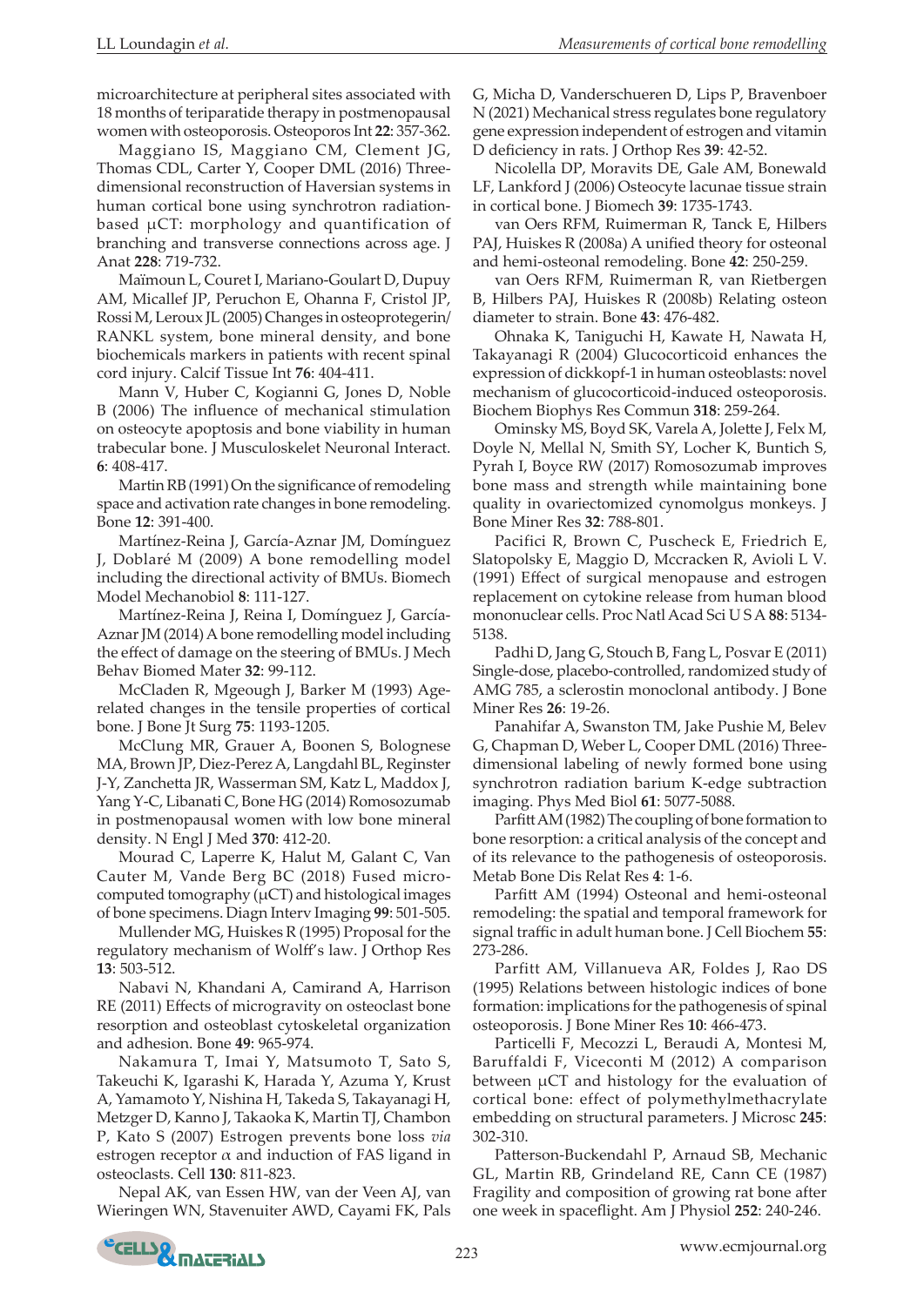microarchitecture at peripheral sites associated with 18 months of teriparatide therapy in postmenopausal women with osteoporosis. Osteoporos Int **22**: 357-362.

Maggiano IS, Maggiano CM, Clement JG, Thomas CDL, Carter Y, Cooper DML (2016) Three-dimensional reconstruction of Haversian systems in human cortical bone using synchrotron radiation-based μCT: morphology and quantification of branching and transverse connections across age. J Anat **228**: 719-732.

Maïmoun L, Couret I, Mariano-Goulart D, Dupuy AM, Micallef JP, Peruchon E, Ohanna F, Cristol JP, Rossi M, Leroux JL (2005) Changes in osteoprotegerin/RANKL system, bone mineral density, and bone biochemicals markers in patients with recent spinal cord injury. Calcif Tissue Int **76**: 404-411.

Mann V, Huber C, Kogianni G, Jones D, Noble B (2006) The influence of mechanical stimulation on osteocyte apoptosis and bone viability in human trabecular bone. J Musculoskelet Neuronal Interact. **6**: 408-417.

Martin RB (1991) On the significance of remodeling space and activation rate changes in bone remodeling. Bone **12**: 391-400.

Martínez-Reina J, García-Aznar JM, Domínguez J, Doblaré M (2009) A bone remodelling model including the directional activity of BMUs. Biomech Model Mechanobiol **8**: 111-127.

Martínez-Reina J, Reina I, Domínguez J, García-Aznar JM (2014) A bone remodelling model including the effect of damage on the steering of BMUs. J Mech Behav Biomed Mater **32**: 99-112.

McCladen R, Mgeough J, Barker M (1993) Age-related changes in the tensile properties of cortical bone. J Bone Jt Surg **75**: 1193-1205.

McClung MR, Grauer A, Boonen S, Bolognese MA, Brown JP, Diez-Perez A, Langdahl BL, Reginster J-Y, Zanchetta JR, Wasserman SM, Katz L, Maddox J, Yang Y-C, Libanati C, Bone HG (2014) Romosozumab in postmenopausal women with low bone mineral density. N Engl J Med **370**: 412-20.

Mourad C, Laperre K, Halut M, Galant C, Van Cauter M, Vande Berg BC (2018) Fused micro-computed tomography (μCT) and histological images of bone specimens. Diagn Interv Imaging **99**: 501-505.

Mullender MG, Huiskes R (1995) Proposal for the regulatory mechanism of Wolff's law. J Orthop Res **13**: 503-512.

Nabavi N, Khandani A, Camirand A, Harrison RE (2011) Effects of microgravity on osteoclast bone resorption and osteoblast cytoskeletal organization and adhesion. Bone **49**: 965-974.

Nakamura T, Imai Y, Matsumoto T, Sato S, Takeuchi K, Igarashi K, Harada Y, Azuma Y, Krust A, Yamamoto Y, Nishina H, Takeda S, Takayanagi H, Metzger D, Kanno J, Takaoka K, Martin TJ, Chambon P, Kato S (2007) Estrogen prevents bone loss *via* estrogen receptor $\alpha$ and induction of FAS ligand in osteoclasts. Cell **130**: 811-823.

Nepal AK, van Essen HW, van der Veen AJ, van Wieringen WN, Stavenuiter AWD, Cayami FK, Pals G, Micha D, Vanderschueren D, Lips P, Bravenboer N (2021) Mechanical stress regulates bone regulatory gene expression independent of estrogen and vitamin D deficiency in rats. J Orthop Res **39**: 42-52.

Nicolella DP, Moravits DE, Gale AM, Bonewald LF, Lankford J (2006) Osteocyte lacunae tissue strain in cortical bone. J Biomech **39**: 1735-1743.

van Oers RFM, Ruimerman R, Tanck E, Hilbers PAJ, Huiskes R (2008a) A unified theory for osteonal and hemi-osteonal remodeling. Bone **42**: 250-259.

van Oers RFM, Ruimerman R, van Rietbergen B, Hilbers PAJ, Huiskes R (2008b) Relating osteon diameter to strain. Bone **43**: 476-482.

Ohnaka K, Taniguchi H, Kawate H, Nawata H, Takayanagi R (2004) Glucocorticoid enhances the expression of dickkopf-1 in human osteoblasts: novel mechanism of glucocorticoid-induced osteoporosis. Biochem Biophys Res Commun **318**: 259-264.

Ominsky MS, Boyd SK, Varela A, Jolette J, Felx M, Doyle N, Mellal N, Smith SY, Locher K, Buntich S, Pyrah I, Boyce RW (2017) Romosozumab improves bone mass and strength while maintaining bone quality in ovariectomized cynomolgus monkeys. J Bone Miner Res **32**: 788-801.

Pacifici R, Brown C, Puscheck E, Friedrich E, Slatopolsky E, Maggio D, Mccracken R, Avioli L V. (1991) Effect of surgical menopause and estrogen replacement on cytokine release from human blood mononuclear cells. Proc Natl Acad Sci U S A **88**: 5134-5138.

Padhi D, Jang G, Stouch B, Fang L, Posvar E (2011) Single-dose, placebo-controlled, randomized study of AMG 785, a sclerostin monoclonal antibody. J Bone Miner Res **26**: 19-26.

Panahifar A, Swanston TM, Jake Pushie M, Belev G, Chapman D, Weber L, Cooper DML (2016) Three-dimensional labeling of newly formed bone using synchrotron radiation barium K-edge subtraction imaging. Phys Med Biol **61**: 5077-5088.

Parfitt AM (1982) The coupling of bone formation to bone resorption: a critical analysis of the concept and of its relevance to the pathogenesis of osteoporosis. Metab Bone Dis Relat Res **4**: 1-6.

Parfitt AM (1994) Osteonal and hemi-osteonal remodeling: the spatial and temporal framework for signal traffic in adult human bone. J Cell Biochem **55**: 273-286.

Parfitt AM, Villanueva AR, Foldes J, Rao DS (1995) Relations between histologic indices of bone formation: implications for the pathogenesis of spinal osteoporosis. J Bone Miner Res **10**: 466-473.

Particelli F, Mecozzi L, Beraudi A, Montesi M, Baruffaldi F, Viceconti M (2012) A comparison between μCT and histology for the evaluation of cortical bone: effect of polymethylmethacrylate embedding on structural parameters. J Microsc **245**: 302-310.

Patterson-Buckendahl P, Arnaud SB, Mechanic GL, Martin RB, Grindeland RE, Cann CE (1987) Fragility and composition of growing rat bone after one week in spaceflight. Am J Physiol **252**: 240-246.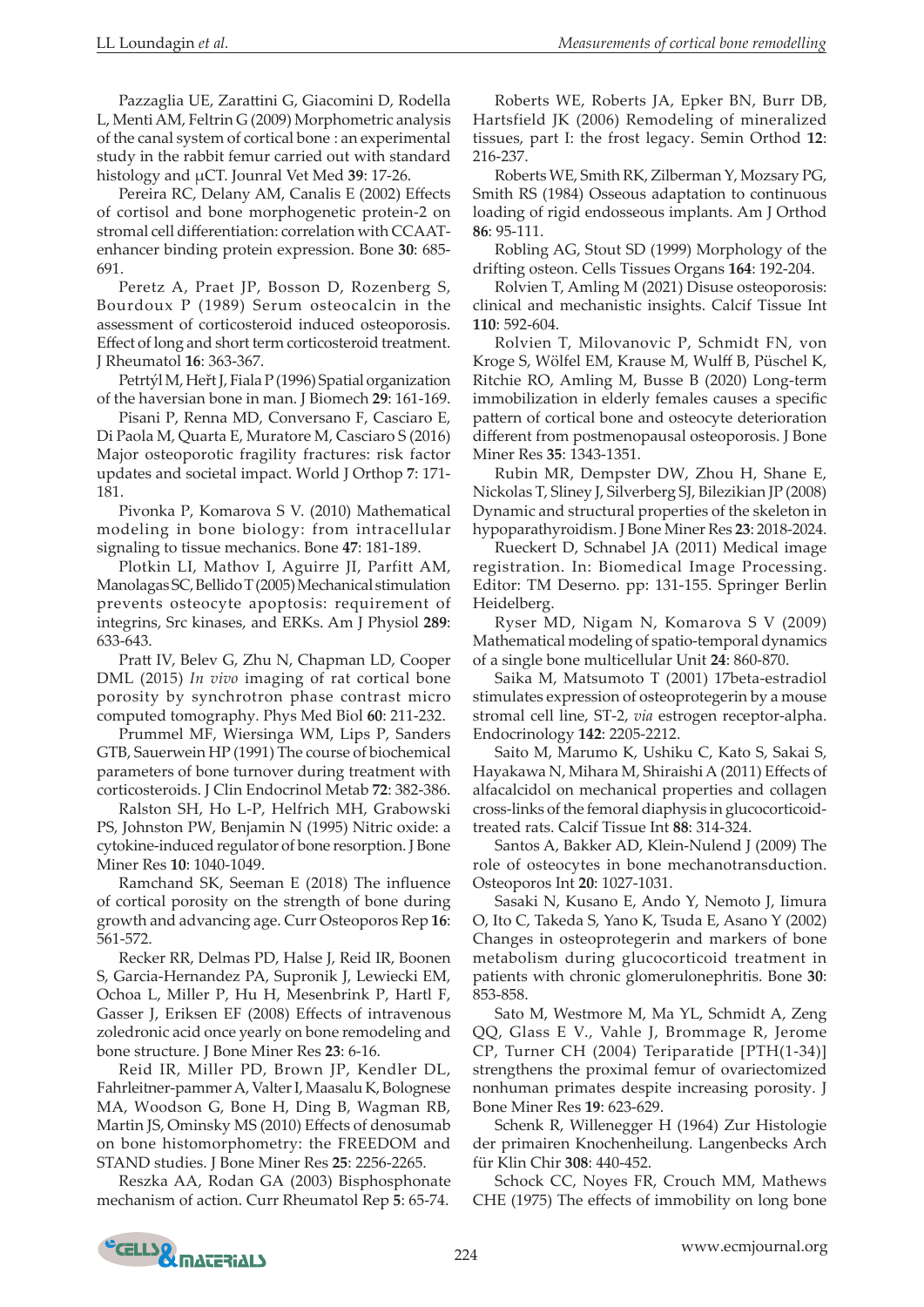Pazzaglia UE, Zarattini G, Giacomini D, Rodella L, Menti AM, Feltrin G (2009) Morphometric analysis of the canal system of cortical bone : an experimental study in the rabbit femur carried out with standard histology and μCT. Jounral Vet Med **39**: 17-26.

Pereira RC, Delany AM, Canalis E (2002) Effects of cortisol and bone morphogenetic protein-2 on stromal cell differentiation: correlation with CCAAT-enhancer binding protein expression. Bone **30**: 685-691.

Peretz A, Praet JP, Bosson D, Rozenberg S, Bourdoux P (1989) Serum osteocalcin in the assessment of corticosteroid induced osteoporosis. Effect of long and short term corticosteroid treatment. J Rheumatol **16**: 363-367.

Petrtýl M, Heřt J, Fiala P (1996) Spatial organization of the haversian bone in man. J Biomech **29**: 161-169.

Pisani P, Renna MD, Conversano F, Casciaro E, Di Paola M, Quarta E, Muratore M, Casciaro S (2016) Major osteoporotic fragility fractures: risk factor updates and societal impact. World J Orthop **7**: 171-181.

Pivonka P, Komarova S V. (2010) Mathematical modeling in bone biology: from intracellular signaling to tissue mechanics. Bone **47**: 181-189.

Plotkin LI, Mathov I, Aguirre JI, Parfitt AM, Manolagas SC, Bellido T (2005) Mechanical stimulation prevents osteocyte apoptosis: requirement of integrins, Src kinases, and ERKs. Am J Physiol **289**: 633-643.

Pratt IV, Belev G, Zhu N, Chapman LD, Cooper DML (2015) *In vivo* imaging of rat cortical bone porosity by synchrotron phase contrast micro computed tomography. Phys Med Biol **60**: 211-232.

Prummel MF, Wiersinga WM, Lips P, Sanders GTB, Sauerwein HP (1991) The course of biochemical parameters of bone turnover during treatment with corticosteroids. J Clin Endocrinol Metab **72**: 382-386.

Ralston SH, Ho L-P, Helfrich MH, Grabowski PS, Johnston PW, Benjamin N (1995) Nitric oxide: a cytokine-induced regulator of bone resorption. J Bone Miner Res **10**: 1040-1049.

Ramchand SK, Seeman E (2018) The influence of cortical porosity on the strength of bone during growth and advancing age. Curr Osteoporos Rep **16**: 561-572.

Recker RR, Delmas PD, Halse J, Reid IR, Boonen S, Garcia-Hernandez PA, Supronik J, Lewiecki EM, Ochoa L, Miller P, Hu H, Mesenbrink P, Hartl F, Gasser J, Eriksen EF (2008) Effects of intravenous zoledronic acid once yearly on bone remodeling and bone structure. J Bone Miner Res **23**: 6-16.

Reid IR, Miller PD, Brown JP, Kendler DL, Fahrleitner-pammer A, Valter I, Maasalu K, Bolognese MA, Woodson G, Bone H, Ding B, Wagman RB, Martin JS, Ominsky MS (2010) Effects of denosumab on bone histomorphometry: the FREEDOM and STAND studies. J Bone Miner Res **25**: 2256-2265.

Reszka AA, Rodan GA (2003) Bisphosphonate mechanism of action. Curr Rheumatol Rep **5**: 65-74.

Roberts WE, Roberts JA, Epker BN, Burr DB, Hartsfield JK (2006) Remodeling of mineralized tissues, part I: the frost legacy. Semin Orthod **12**: 216-237.

Roberts WE, Smith RK, Zilberman Y, Mozsary PG, Smith RS (1984) Osseous adaptation to continuous loading of rigid endosseous implants. Am J Orthod **86**: 95-111.

Robling AG, Stout SD (1999) Morphology of the drifting osteon. Cells Tissues Organs **164**: 192-204.

Rolvien T, Amling M (2021) Disuse osteoporosis: clinical and mechanistic insights. Calcif Tissue Int **110**: 592-604.

Rolvien T, Milovanovic P, Schmidt FN, von Kroge S, Wölfel EM, Krause M, Wulff B, Püschel K, Ritchie RO, Amling M, Busse B (2020) Long-term immobilization in elderly females causes a specific pattern of cortical bone and osteocyte deterioration different from postmenopausal osteoporosis. J Bone Miner Res **35**: 1343-1351.

Rubin MR, Dempster DW, Zhou H, Shane E, Nickolas T, Sliney J, Silverberg SJ, Bilezikian JP (2008) Dynamic and structural properties of the skeleton in hypoparathyroidism. J Bone Miner Res **23**: 2018-2024.

Rueckert D, Schnabel JA (2011) Medical image registration. In: Biomedical Image Processing. Editor: TM Deserno. pp: 131-155. Springer Berlin Heidelberg.

Ryser MD, Nigam N, Komarova S V (2009) Mathematical modeling of spatio-temporal dynamics of a single bone multicellular Unit **24**: 860-870.

Saika M, Matsumoto T (2001) 17beta-estradiol stimulates expression of osteoprotegerin by a mouse stromal cell line, ST-2, *via* estrogen receptor-alpha. Endocrinology **142**: 2205-2212.

Saito M, Marumo K, Ushiku C, Kato S, Sakai S, Hayakawa N, Mihara M, Shiraishi A (2011) Effects of alfacalcidol on mechanical properties and collagen cross-links of the femoral diaphysis in glucocorticoid-treated rats. Calcif Tissue Int **88**: 314-324.

Santos A, Bakker AD, Klein-Nulend J (2009) The role of osteocytes in bone mechanotransduction. Osteoporos Int **20**: 1027-1031.

Sasaki N, Kusano E, Ando Y, Nemoto J, Iimura O, Ito C, Takeda S, Yano K, Tsuda E, Asano Y (2002) Changes in osteoprotegerin and markers of bone metabolism during glucocorticoid treatment in patients with chronic glomerulonephritis. Bone **30**: 853-858.

Sato M, Westmore M, Ma YL, Schmidt A, Zeng QQ, Glass E V., Vahle J, Brommage R, Jerome CP, Turner CH (2004) Teriparatide [PTH(1-34)] strengthens the proximal femur of ovariectomized nonhuman primates despite increasing porosity. J Bone Miner Res **19**: 623-629.

Schenk R, Willenegger H (1964) Zur Histologie der primairen Knochenheilung. Langenbecks Arch für Klin Chir **308**: 440-452.

Schock CC, Noyes FR, Crouch MM, Mathews CHE (1975) The effects of immobility on long bone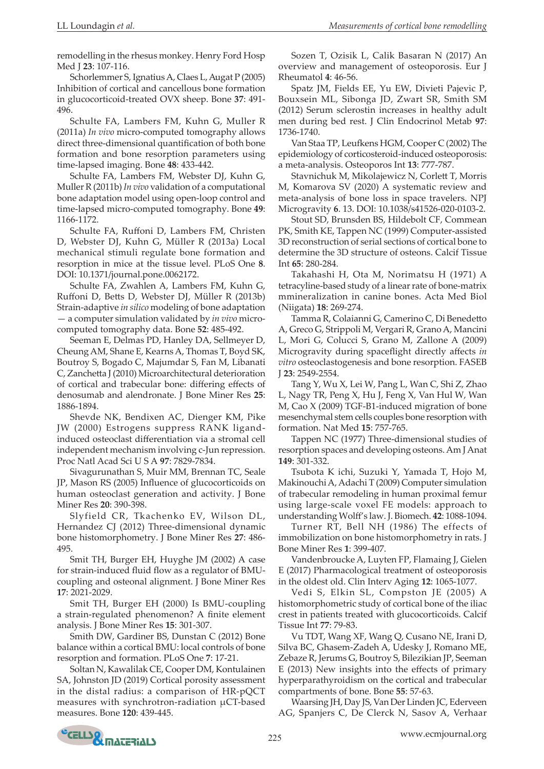remodelling in the rhesus monkey. Henry Ford Hosp Med J **23**: 107-116.

Schorlemmer S, Ignatius A, Claes L, Augat P (2005) Inhibition of cortical and cancellous bone formation in glucocorticoid-treated OVX sheep. Bone **37**: 491-496.

Schulte FA, Lambers FM, Kuhn G, Muller R (2011a) *In vivo* micro-computed tomography allows direct three-dimensional quantification of both bone formation and bone resorption parameters using time-lapsed imaging. Bone **48**: 433-442.

Schulte FA, Lambers FM, Webster DJ, Kuhn G, Muller R (2011b) *In vivo* validation of a computational bone adaptation model using open-loop control and time-lapsed micro-computed tomography. Bone **49**: 1166-1172.

Schulte FA, Ruffoni D, Lambers FM, Christen D, Webster DJ, Kuhn G, Müller R (2013a) Local mechanical stimuli regulate bone formation and resorption in mice at the tissue level. PLoS One **8**. DOI: 10.1371/journal.pone.0062172.

Schulte FA, Zwahlen A, Lambers FM, Kuhn G, Ruffoni D, Betts D, Webster DJ, Müller R (2013b) Strain-adaptive *in silico* modeling of bone adaptation — a computer simulation validated by *in vivo* micro-computed tomography data. Bone **52**: 485-492.

Seeman E, Delmas PD, Hanley DA, Sellmeyer D, Cheung AM, Shane E, Kearns A, Thomas T, Boyd SK, Boutroy S, Bogado C, Majumdar S, Fan M, Libanati C, Zanchetta J (2010) Microarchitectural deterioration of cortical and trabecular bone: differing effects of denosumab and alendronate. J Bone Miner Res **25**: 1886-1894.

Shevde NK, Bendixen AC, Dienger KM, Pike JW (2000) Estrogens suppress RANK ligand-induced osteoclast differentiation via a stromal cell independent mechanism involving c-Jun repression. Proc Natl Acad Sci U S A **97**: 7829-7834.

Sivagurunathan S, Muir MM, Brennan TC, Seale JP, Mason RS (2005) Influence of glucocorticoids on human osteoclast generation and activity. J Bone Miner Res **20**: 390-398.

Slyfield CR, Tkachenko EV, Wilson DL, Hernandez CJ (2012) Three-dimensional dynamic bone histomorphometry. J Bone Miner Res **27**: 486-495.

Smit TH, Burger EH, Huyghe JM (2002) A case for strain-induced fluid flow as a regulator of BMU-coupling and osteonal alignment. J Bone Miner Res **17**: 2021-2029.

Smit TH, Burger EH (2000) Is BMU-coupling a strain-regulated phenomenon? A finite element analysis. J Bone Miner Res **15**: 301-307.

Smith DW, Gardiner BS, Dunstan C (2012) Bone balance within a cortical BMU: local controls of bone resorption and formation. PLoS One **7**: 17-21.

Soltan N, Kawalilak CE, Cooper DM, Kontulainen SA, Johnston JD (2019) Cortical porosity assessment in the distal radius: a comparison of HR-pQCT measures with synchrotron-radiation μCT-based measures. Bone **120**: 439-445.

Sozen T, Ozisik L, Calik Basaran N (2017) An overview and management of osteoporosis. Eur J Rheumatol **4**: 46-56.

Spatz JM, Fields EE, Yu EW, Divieti Pajevic P, Bouxsein ML, Sibonga JD, Zwart SR, Smith SM (2012) Serum sclerostin increases in healthy adult men during bed rest. J Clin Endocrinol Metab **97**: 1736-1740.

Van Staa TP, Leufkens HGM, Cooper C (2002) The epidemiology of corticosteroid-induced osteoporosis: a meta-analysis. Osteoporos Int **13**: 777-787.

Stavnichuk M, Mikolajewicz N, Corlett T, Morris M, Komarova SV (2020) A systematic review and meta-analysis of bone loss in space travelers. NPJ Microgravity **6**. 13. DOI: 10.1038/s41526-020-0103-2.

Stout SD, Brunsden BS, Hildebolt CF, Commean PK, Smith KE, Tappen NC (1999) Computer-assisted 3D reconstruction of serial sections of cortical bone to determine the 3D structure of osteons. Calcif Tissue Int **65**: 280-284.

Takahashi H, Ota M, Norimatsu H (1971) A tetracyline-based study of a linear rate of bone-matrix mmineralization in canine bones. Acta Med Biol (Niigata) **18**: 269-274.

Tamma R, Colaianni G, Camerino C, Di Benedetto A, Greco G, Strippoli M, Vergari R, Grano A, Mancini L, Mori G, Colucci S, Grano M, Zallone A (2009) Microgravity during spaceflight directly affects *in vitro* osteoclastogenesis and bone resorption. FASEB J **23**: 2549-2554.

Tang Y, Wu X, Lei W, Pang L, Wan C, Shi Z, Zhao L, Nagy TR, Peng X, Hu J, Feng X, Van Hul W, Wan M, Cao X (2009) TGF-B1-induced migration of bone mesenchymal stem cells couples bone resorption with formation. Nat Med **15**: 757-765.

Tappen NC (1977) Three-dimensional studies of resorption spaces and developing osteons. Am J Anat **149**: 301-332.

Tsubota K ichi, Suzuki Y, Yamada T, Hojo M, Makinouchi A, Adachi T (2009) Computer simulation of trabecular remodeling in human proximal femur using large-scale voxel FE models: approach to understanding Wolff's law. J. Biomech. **42**: 1088-1094.

Turner RT, Bell NH (1986) The effects of immobilization on bone histomorphometry in rats. J Bone Miner Res **1**: 399-407.

Vandenbroucke A, Luyten FP, Flamaing J, Gielen E (2017) Pharmacological treatment of osteoporosis in the oldest old. Clin Interv Aging **12**: 1065-1077.

Vedi S, Elkin SL, Compston JE (2005) A histomorphometric study of cortical bone of the iliac crest in patients treated with glucocorticoids. Calcif Tissue Int **77**: 79-83.

Vu TDT, Wang XF, Wang Q, Cusano NE, Irani D, Silva BC, Ghasem-Zadeh A, Udesky J, Romano ME, Zebaze R, Jerums G, Boutroy S, Bilezikian JP, Seeman E (2013) New insights into the effects of primary hyperparathyroidism on the cortical and trabecular compartments of bone. Bone **55**: 57-63.

Waarsing JH, Day JS, Van Der Linden JC, Ederveen AG, Spanjers C, De Clerck N, Sasov A, Verhaar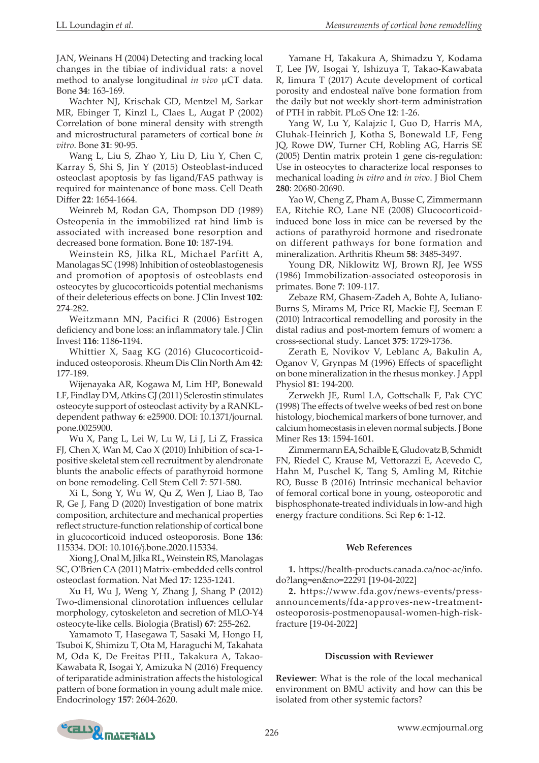JAN, Weinans H (2004) Detecting and tracking local changes in the tibiae of individual rats: a novel method to analyse longitudinal *in vivo* μCT data. Bone **34**: 163-169.

Wachter NJ, Krischak GD, Mentzel M, Sarkar MR, Ebinger T, Kinzl L, Claes L, Augat P (2002) Correlation of bone mineral density with strength and microstructural parameters of cortical bone *in vitro*. Bone **31**: 90-95.

Wang L, Liu S, Zhao Y, Liu D, Liu Y, Chen C, Karray S, Shi S, Jin Y (2015) Osteoblast-induced osteoclast apoptosis by fas ligand/FAS pathway is required for maintenance of bone mass. Cell Death Differ **22**: 1654-1664.

Weinreb M, Rodan GA, Thompson DD (1989) Osteopenia in the immobilized rat hind limb is associated with increased bone resorption and decreased bone formation. Bone **10**: 187-194.

Weinstein RS, Jilka RL, Michael Parfitt A, Manolagas SC (1998) Inhibition of osteoblastogenesis and promotion of apoptosis of osteoblasts end osteocytes by glucocorticoids potential mechanisms of their deleterious effects on bone. J Clin Invest **102**: 274-282.

Weitzmann MN, Pacifici R (2006) Estrogen deficiency and bone loss: an inflammatory tale. J Clin Invest **116**: 1186-1194.

Whittier X, Saag KG (2016) Glucocorticoid-induced osteoporosis. Rheum Dis Clin North Am **42**: 177-189.

Wijenayaka AR, Kogawa M, Lim HP, Bonewald LF, Findlay DM, Atkins GJ (2011) Sclerostin stimulates osteocyte support of osteoclast activity by a RANKL-dependent pathway **6**: e25900. DOI: 10.1371/journal.pone.0025900.

Wu X, Pang L, Lei W, Lu W, Li J, Li Z, Frassica FJ, Chen X, Wan M, Cao X (2010) Inhibition of sca-1-positive skeletal stem cell recruitment by alendronate blunts the anabolic effects of parathyroid hormone on bone remodeling. Cell Stem Cell **7**: 571-580.

Xi L, Song Y, Wu W, Qu Z, Wen J, Liao B, Tao R, Ge J, Fang D (2020) Investigation of bone matrix composition, architecture and mechanical properties reflect structure-function relationship of cortical bone in glucocorticoid induced osteoporosis. Bone **136**: 115334. DOI: 10.1016/j.bone.2020.115334.

Xiong J, Onal M, Jilka RL, Weinstein RS, Manolagas SC, O'Brien CA (2011) Matrix-embedded cells control osteoclast formation. Nat Med **17**: 1235-1241.

Xu H, Wu J, Weng Y, Zhang J, Shang P (2012) Two-dimensional clinorotation influences cellular morphology, cytoskeleton and secretion of MLO-Y4 osteocyte-like cells. Biologia (Bratisl) **67**: 255-262.

Yamamoto T, Hasegawa T, Sasaki M, Hongo H, Tsuboi K, Shimizu T, Ota M, Haraguchi M, Takahata M, Oda K, De Freitas PHL, Takakura A, Takao-Kawabata R, Isogai Y, Amizuka N (2016) Frequency of teriparatide administration affects the histological pattern of bone formation in young adult male mice. Endocrinology **157**: 2604-2620.

Yamane H, Takakura A, Shimadzu Y, Kodama T, Lee JW, Isogai Y, Ishizuya T, Takao-Kawabata R, Iimura T (2017) Acute development of cortical porosity and endosteal naïve bone formation from the daily but not weekly short-term administration of PTH in rabbit. PLoS One **12**: 1-26.

Yang W, Lu Y, Kalajzic I, Guo D, Harris MA, Gluhak-Heinrich J, Kotha S, Bonewald LF, Feng JQ, Rowe DW, Turner CH, Robling AG, Harris SE (2005) Dentin matrix protein 1 gene cis-regulation: Use in osteocytes to characterize local responses to mechanical loading *in vitro* and *in vivo*. J Biol Chem **280**: 20680-20690.

Yao W, Cheng Z, Pham A, Busse C, Zimmermann EA, Ritchie RO, Lane NE (2008) Glucocorticoid-induced bone loss in mice can be reversed by the actions of parathyroid hormone and risedronate on different pathways for bone formation and mineralization. Arthritis Rheum **58**: 3485-3497.

Young DR, Niklowitz WJ, Brown RJ, Jee WSS (1986) Immobilization-associated osteoporosis in primates. Bone **7**: 109-117.

Zebaze RM, Ghasem-Zadeh A, Bohte A, Iuliano-Burns S, Mirams M, Price RI, Mackie EJ, Seeman E (2010) Intracortical remodelling and porosity in the distal radius and post-mortem femurs of women: a cross-sectional study. Lancet **375**: 1729-1736.

Zerath E, Novikov V, Leblanc A, Bakulin A, Oganov V, Grynpas M (1996) Effects of spaceflight on bone mineralization in the rhesus monkey. J Appl Physiol **81**: 194-200.

Zerwekh JE, Ruml LA, Gottschalk F, Pak CYC (1998) The effects of twelve weeks of bed rest on bone histology, biochemical markers of bone turnover, and calcium homeostasis in eleven normal subjects. J Bone Miner Res **13**: 1594-1601.

Zimmermann EA, Schaible E, Gludovatz B, Schmidt FN, Riedel C, Krause M, Vettorazzi E, Acevedo C, Hahn M, Puschel K, Tang S, Amling M, Ritchie RO, Busse B (2016) Intrinsic mechanical behavior of femoral cortical bone in young, osteoporotic and bisphosphonate-treated individuals in low-and high energy fracture conditions. Sci Rep **6**: 1-12.

## Web References

**1.** https://health-products.canada.ca/noc-ac/info.do?lang=en&no=22291 [19-04-2022]

**2.** https://www.fda.gov/news-events/press-announcements/fda-approves-new-treatment-osteoporosis-postmenopausal-women-high-risk-fracture [19-04-2022]

## Discussion with Reviewer

**Reviewer**: What is the role of the local mechanical environment on BMU activity and how can this be isolated from other systemic factors?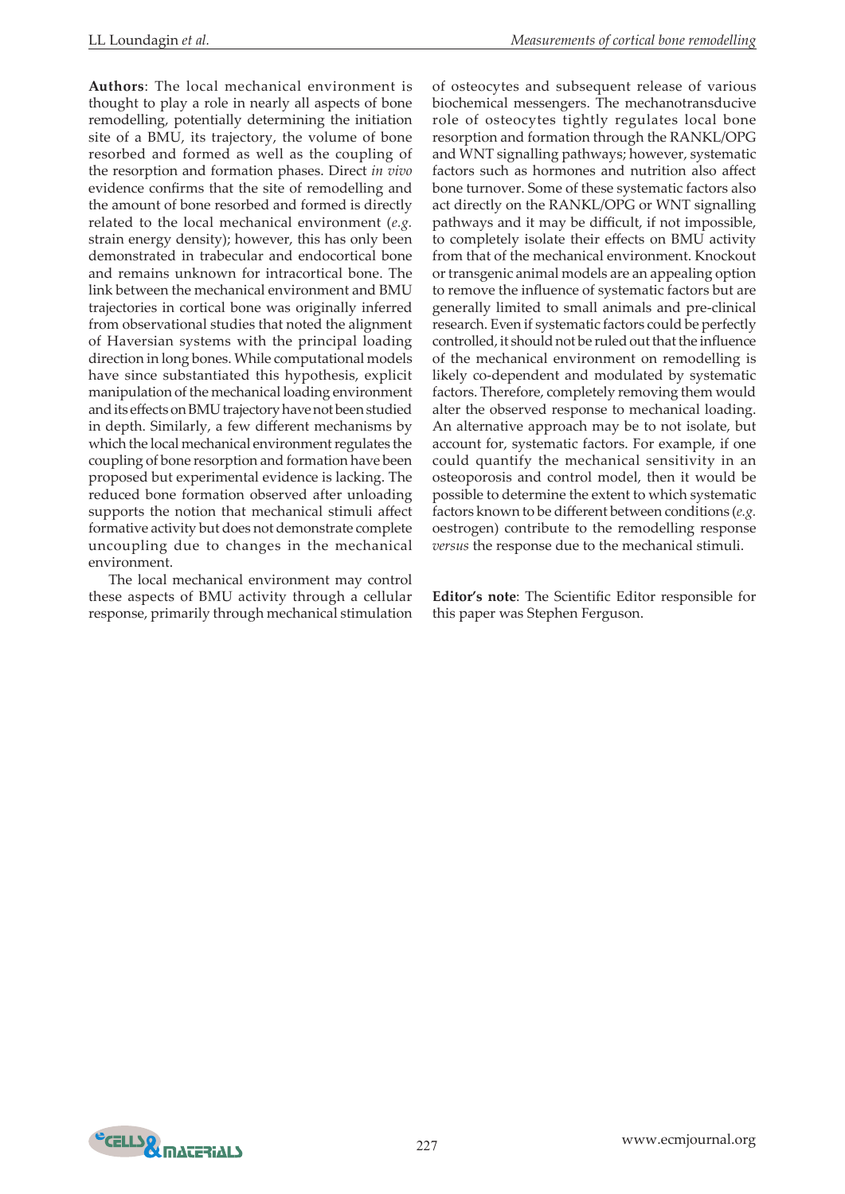**Authors**: The local mechanical environment is thought to play a role in nearly all aspects of bone remodelling, potentially determining the initiation site of a BMU, its trajectory, the volume of bone resorbed and formed as well as the coupling of the resorption and formation phases. Direct *in vivo* evidence confirms that the site of remodelling and the amount of bone resorbed and formed is directly related to the local mechanical environment (*e.g.* strain energy density); however, this has only been demonstrated in trabecular and endocortical bone and remains unknown for intracortical bone. The link between the mechanical environment and BMU trajectories in cortical bone was originally inferred from observational studies that noted the alignment of Haversian systems with the principal loading direction in long bones. While computational models have since substantiated this hypothesis, explicit manipulation of the mechanical loading environment and its effects on BMU trajectory have not been studied in depth. Similarly, a few different mechanisms by which the local mechanical environment regulates the coupling of bone resorption and formation have been proposed but experimental evidence is lacking. The reduced bone formation observed after unloading supports the notion that mechanical stimuli affect formative activity but does not demonstrate complete uncoupling due to changes in the mechanical environment.

The local mechanical environment may control these aspects of BMU activity through a cellular response, primarily through mechanical stimulation of osteocytes and subsequent release of various biochemical messengers. The mechanotransducive role of osteocytes tightly regulates local bone resorption and formation through the RANKL/OPG and WNT signalling pathways; however, systematic factors such as hormones and nutrition also affect bone turnover. Some of these systematic factors also act directly on the RANKL/OPG or WNT signalling pathways and it may be difficult, if not impossible, to completely isolate their effects on BMU activity from that of the mechanical environment. Knockout or transgenic animal models are an appealing option to remove the influence of systematic factors but are generally limited to small animals and pre-clinical research. Even if systematic factors could be perfectly controlled, it should not be ruled out that the influence of the mechanical environment on remodelling is likely co-dependent and modulated by systematic factors. Therefore, completely removing them would alter the observed response to mechanical loading. An alternative approach may be to not isolate, but account for, systematic factors. For example, if one could quantify the mechanical sensitivity in an osteoporosis and control model, then it would be possible to determine the extent to which systematic factors known to be different between conditions (*e.g.* oestrogen) contribute to the remodelling response *versus* the response due to the mechanical stimuli.

**Editor's note**: The Scientific Editor responsible for this paper was Stephen Ferguson.